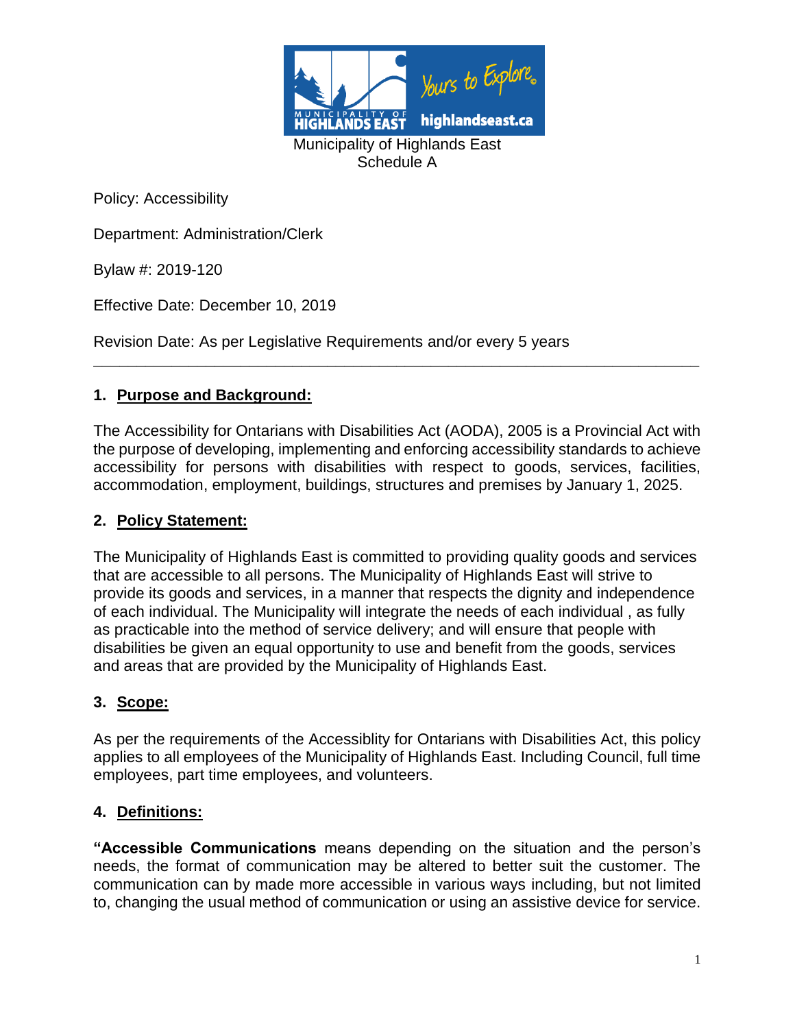Municipality of Highlands East
Schedule A

Policy: Accessibility

Department: Administration/Clerk

Bylaw #: 2019-120

Effective Date: December 10, 2019

Revision Date: As per Legislative Requirements and/or every 5 years

---

## 1. Purpose and Background:

The Accessibility for Ontarians with Disabilities Act (AODA), 2005 is a Provincial Act with the purpose of developing, implementing and enforcing accessibility standards to achieve accessibility for persons with disabilities with respect to goods, services, facilities, accommodation, employment, buildings, structures and premises by January 1, 2025.

## 2. Policy Statement:

The Municipality of Highlands East is committed to providing quality goods and services that are accessible to all persons. The Municipality of Highlands East will strive to provide its goods and services, in a manner that respects the dignity and independence of each individual. The Municipality will integrate the needs of each individual , as fully as practicable into the method of service delivery; and will ensure that people with disabilities be given an equal opportunity to use and benefit from the goods, services and areas that are provided by the Municipality of Highlands East.

## 3. Scope:

As per the requirements of the Accessiblity for Ontarians with Disabilities Act, this policy applies to all employees of the Municipality of Highlands East. Including Council, full time employees, part time employees, and volunteers.

## 4. Definitions:

**"Accessible Communications** means depending on the situation and the person's needs, the format of communication may be altered to better suit the customer. The communication can by made more accessible in various ways including, but not limited to, changing the usual method of communication or using an assistive device for service.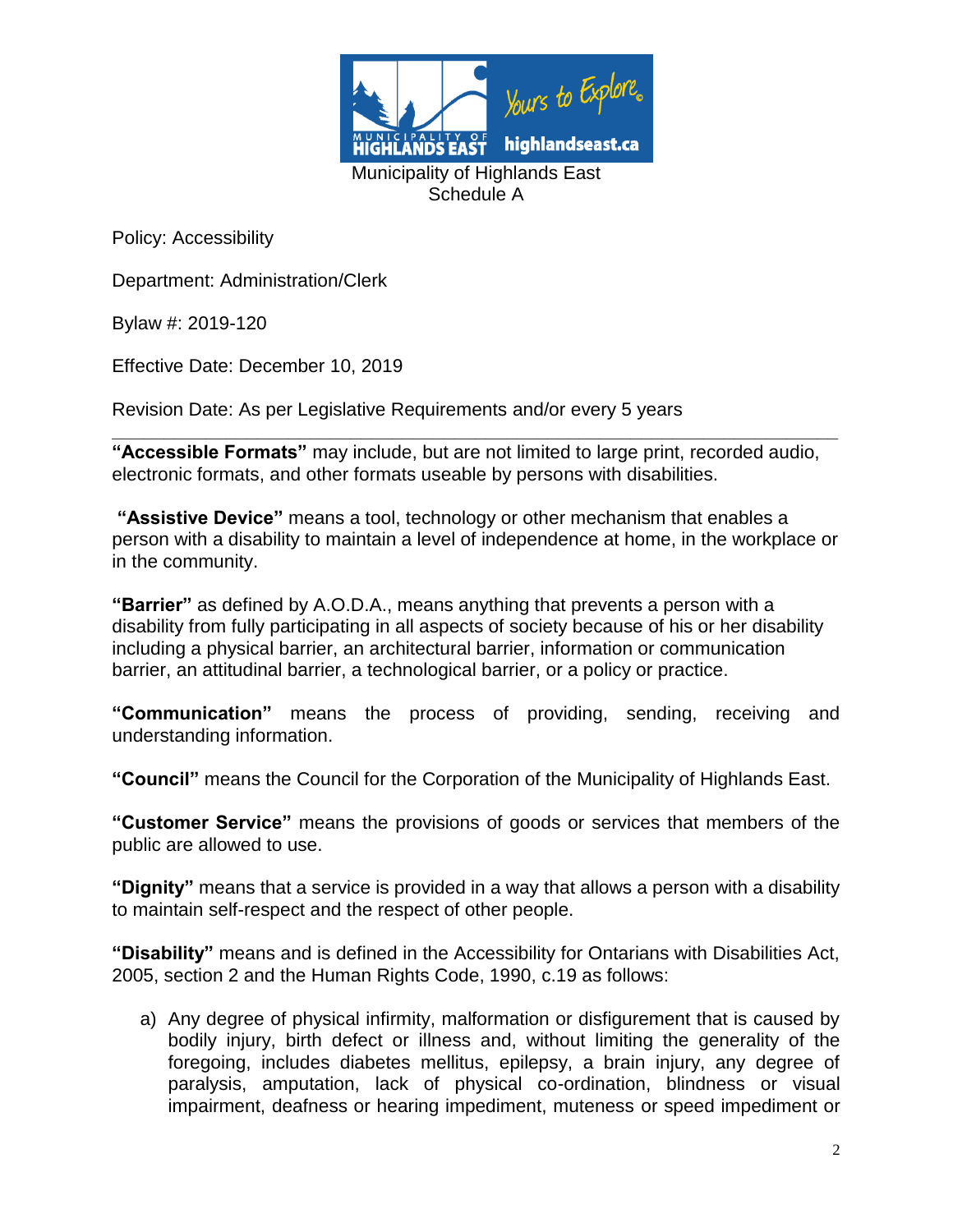Municipality of Highlands East
Schedule A

Policy: Accessibility

Department: Administration/Clerk

Bylaw #: 2019-120

Effective Date: December 10, 2019

Revision Date: As per Legislative Requirements and/or every 5 years

---

**"Accessible Formats"** may include, but are not limited to large print, recorded audio, electronic formats, and other formats useable by persons with disabilities.

**"Assistive Device"** means a tool, technology or other mechanism that enables a person with a disability to maintain a level of independence at home, in the workplace or in the community.

**"Barrier"** as defined by A.O.D.A., means anything that prevents a person with a disability from fully participating in all aspects of society because of his or her disability including a physical barrier, an architectural barrier, information or communication barrier, an attitudinal barrier, a technological barrier, or a policy or practice.

**"Communication"** means the process of providing, sending, receiving and understanding information.

**"Council"** means the Council for the Corporation of the Municipality of Highlands East.

**"Customer Service"** means the provisions of goods or services that members of the public are allowed to use.

**"Dignity"** means that a service is provided in a way that allows a person with a disability to maintain self-respect and the respect of other people.

**"Disability"** means and is defined in the Accessibility for Ontarians with Disabilities Act, 2005, section 2 and the Human Rights Code, 1990, c.19 as follows:

a) Any degree of physical infirmity, malformation or disfigurement that is caused by bodily injury, birth defect or illness and, without limiting the generality of the foregoing, includes diabetes mellitus, epilepsy, a brain injury, any degree of paralysis, amputation, lack of physical co-ordination, blindness or visual impairment, deafness or hearing impediment, muteness or speed impediment or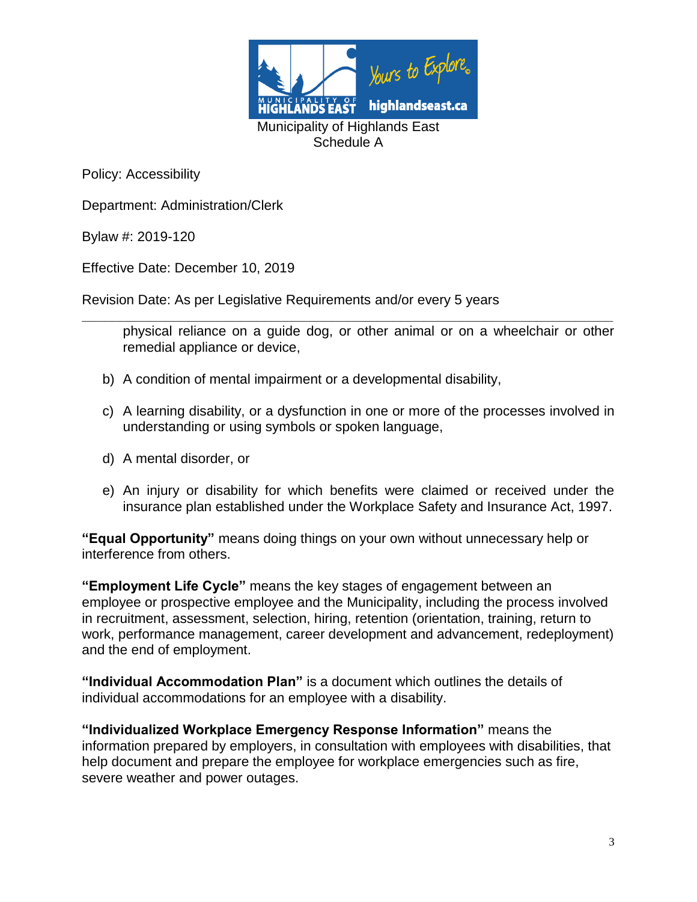physical reliance on a guide dog, or other animal or on a wheelchair or other remedial appliance or device,

b) A condition of mental impairment or a developmental disability,

c) A learning disability, or a dysfunction in one or more of the processes involved in understanding or using symbols or spoken language,

d) A mental disorder, or

e) An injury or disability for which benefits were claimed or received under the insurance plan established under the Workplace Safety and Insurance Act, 1997.

**"Equal Opportunity"** means doing things on your own without unnecessary help or interference from others.

**"Employment Life Cycle"** means the key stages of engagement between an employee or prospective employee and the Municipality, including the process involved in recruitment, assessment, selection, hiring, retention (orientation, training, return to work, performance management, career development and advancement, redeployment) and the end of employment.

**"Individual Accommodation Plan"** is a document which outlines the details of individual accommodations for an employee with a disability.

**"Individualized Workplace Emergency Response Information"** means the information prepared by employers, in consultation with employees with disabilities, that help document and prepare the employee for workplace emergencies such as fire, severe weather and power outages.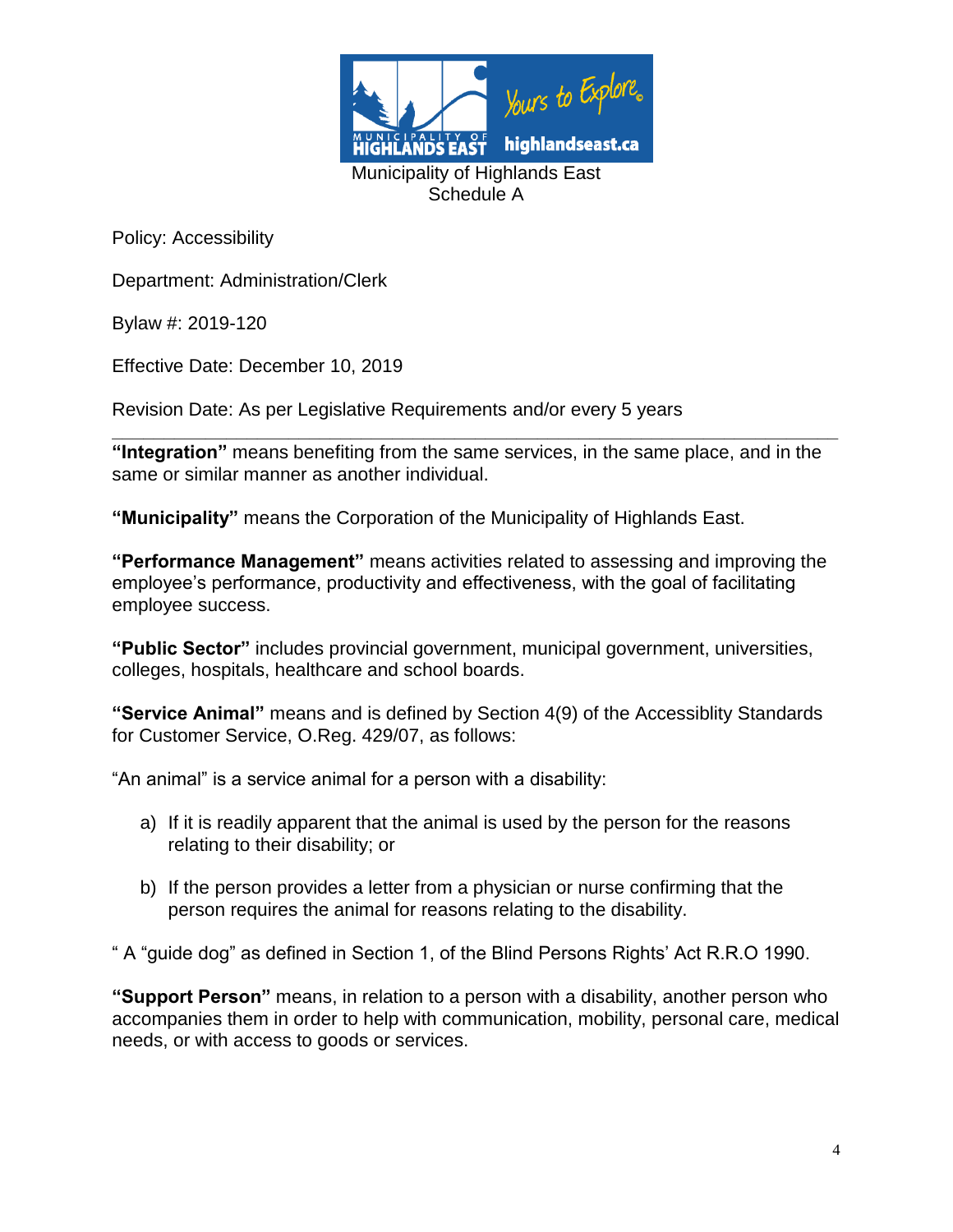Municipality of Highlands East
Schedule A

Policy: Accessibility

Department: Administration/Clerk

Bylaw #: 2019-120

Effective Date: December 10, 2019

Revision Date: As per Legislative Requirements and/or every 5 years

---

**"Integration"** means benefiting from the same services, in the same place, and in the same or similar manner as another individual.

**"Municipality"** means the Corporation of the Municipality of Highlands East.

**"Performance Management"** means activities related to assessing and improving the employee's performance, productivity and effectiveness, with the goal of facilitating employee success.

**"Public Sector"** includes provincial government, municipal government, universities, colleges, hospitals, healthcare and school boards.

**"Service Animal"** means and is defined by Section 4(9) of the Accessiblity Standards for Customer Service, O.Reg. 429/07, as follows:

"An animal" is a service animal for a person with a disability:

a) If it is readily apparent that the animal is used by the person for the reasons relating to their disability; or

b) If the person provides a letter from a physician or nurse confirming that the person requires the animal for reasons relating to the disability.

" A "guide dog" as defined in Section 1, of the Blind Persons Rights' Act R.R.O 1990.

**"Support Person"** means, in relation to a person with a disability, another person who accompanies them in order to help with communication, mobility, personal care, medical needs, or with access to goods or services.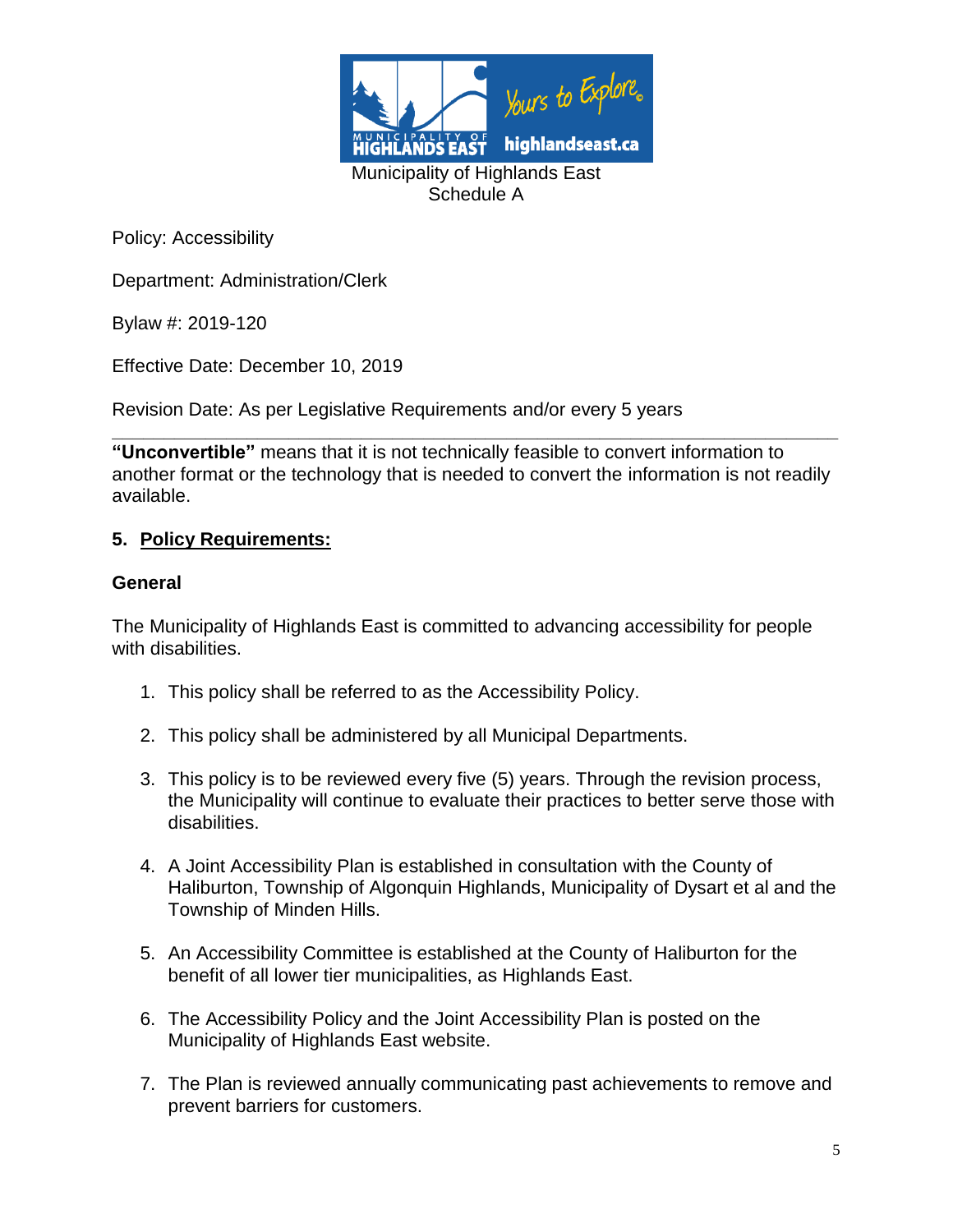Municipality of Highlands East
Schedule A

Policy: Accessibility

Department: Administration/Clerk

Bylaw #: 2019-120

Effective Date: December 10, 2019

Revision Date: As per Legislative Requirements and/or every 5 years

---

**"Unconvertible"** means that it is not technically feasible to convert information to another format or the technology that is needed to convert the information is not readily available.

## 5. Policy Requirements:

### General

The Municipality of Highlands East is committed to advancing accessibility for people with disabilities.

1. This policy shall be referred to as the Accessibility Policy.

2. This policy shall be administered by all Municipal Departments.

3. This policy is to be reviewed every five (5) years. Through the revision process, the Municipality will continue to evaluate their practices to better serve those with disabilities.

4. A Joint Accessibility Plan is established in consultation with the County of Haliburton, Township of Algonquin Highlands, Municipality of Dysart et al and the Township of Minden Hills.

5. An Accessibility Committee is established at the County of Haliburton for the benefit of all lower tier municipalities, as Highlands East.

6. The Accessibility Policy and the Joint Accessibility Plan is posted on the Municipality of Highlands East website.

7. The Plan is reviewed annually communicating past achievements to remove and prevent barriers for customers.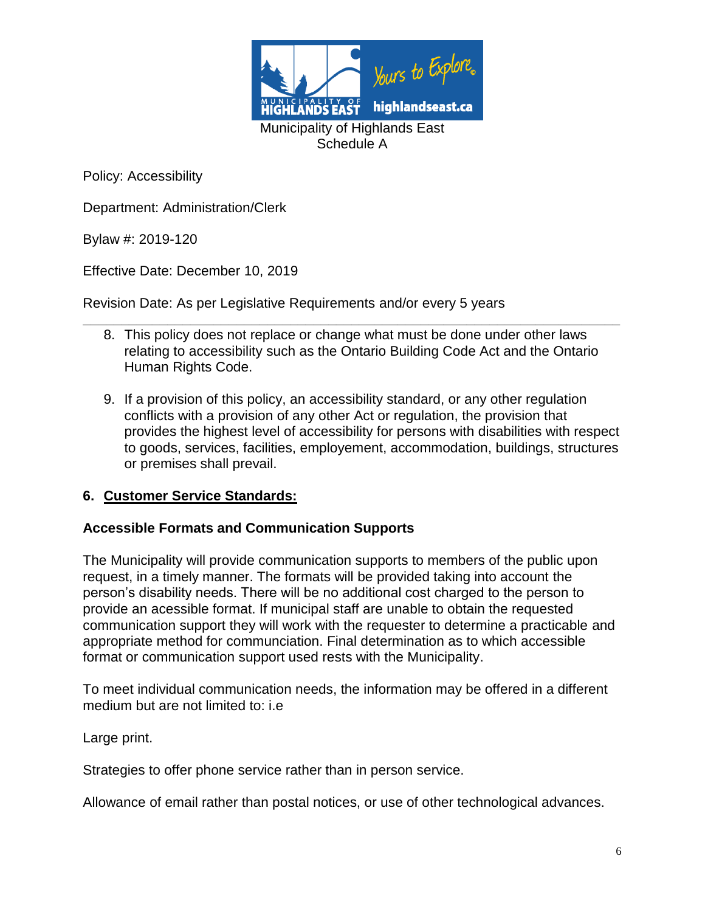Municipality of Highlands East
Schedule A

Policy: Accessibility

Department: Administration/Clerk

Bylaw #: 2019-120

Effective Date: December 10, 2019

Revision Date: As per Legislative Requirements and/or every 5 years

---

8. This policy does not replace or change what must be done under other laws relating to accessibility such as the Ontario Building Code Act and the Ontario Human Rights Code.

9. If a provision of this policy, an accessibility standard, or any other regulation conflicts with a provision of any other Act or regulation, the provision that provides the highest level of accessibility for persons with disabilities with respect to goods, services, facilities, employement, accommodation, buildings, structures or premises shall prevail.

## 6. Customer Service Standards:

### Accessible Formats and Communication Supports

The Municipality will provide communication supports to members of the public upon request, in a timely manner. The formats will be provided taking into account the person's disability needs. There will be no additional cost charged to the person to provide an acessible format. If municipal staff are unable to obtain the requested communication support they will work with the requester to determine a practicable and appropriate method for communciation. Final determination as to which accessible format or communication support used rests with the Municipality.

To meet individual communication needs, the information may be offered in a different medium but are not limited to: i.e

Large print.

Strategies to offer phone service rather than in person service.

Allowance of email rather than postal notices, or use of other technological advances.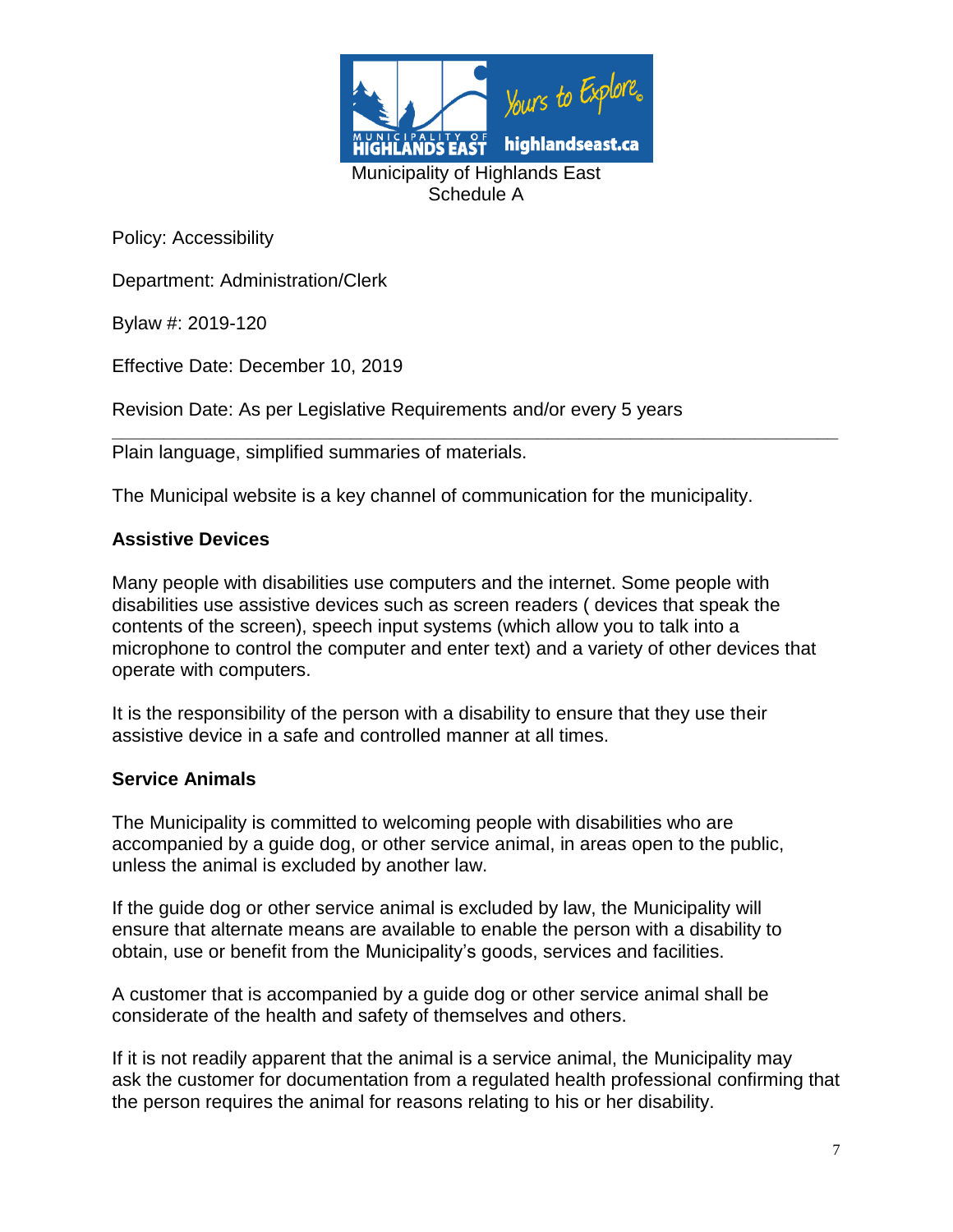Municipality of Highlands East
Schedule A

Policy: Accessibility

Department: Administration/Clerk

Bylaw #: 2019-120

Effective Date: December 10, 2019

Revision Date: As per Legislative Requirements and/or every 5 years

---

Plain language, simplified summaries of materials.

The Municipal website is a key channel of communication for the municipality.

**Assistive Devices**

Many people with disabilities use computers and the internet. Some people with disabilities use assistive devices such as screen readers ( devices that speak the contents of the screen), speech input systems (which allow you to talk into a microphone to control the computer and enter text) and a variety of other devices that operate with computers.

It is the responsibility of the person with a disability to ensure that they use their assistive device in a safe and controlled manner at all times.

**Service Animals**

The Municipality is committed to welcoming people with disabilities who are accompanied by a guide dog, or other service animal, in areas open to the public, unless the animal is excluded by another law.

If the guide dog or other service animal is excluded by law, the Municipality will ensure that alternate means are available to enable the person with a disability to obtain, use or benefit from the Municipality's goods, services and facilities.

A customer that is accompanied by a guide dog or other service animal shall be considerate of the health and safety of themselves and others.

If it is not readily apparent that the animal is a service animal, the Municipality may ask the customer for documentation from a regulated health professional confirming that the person requires the animal for reasons relating to his or her disability.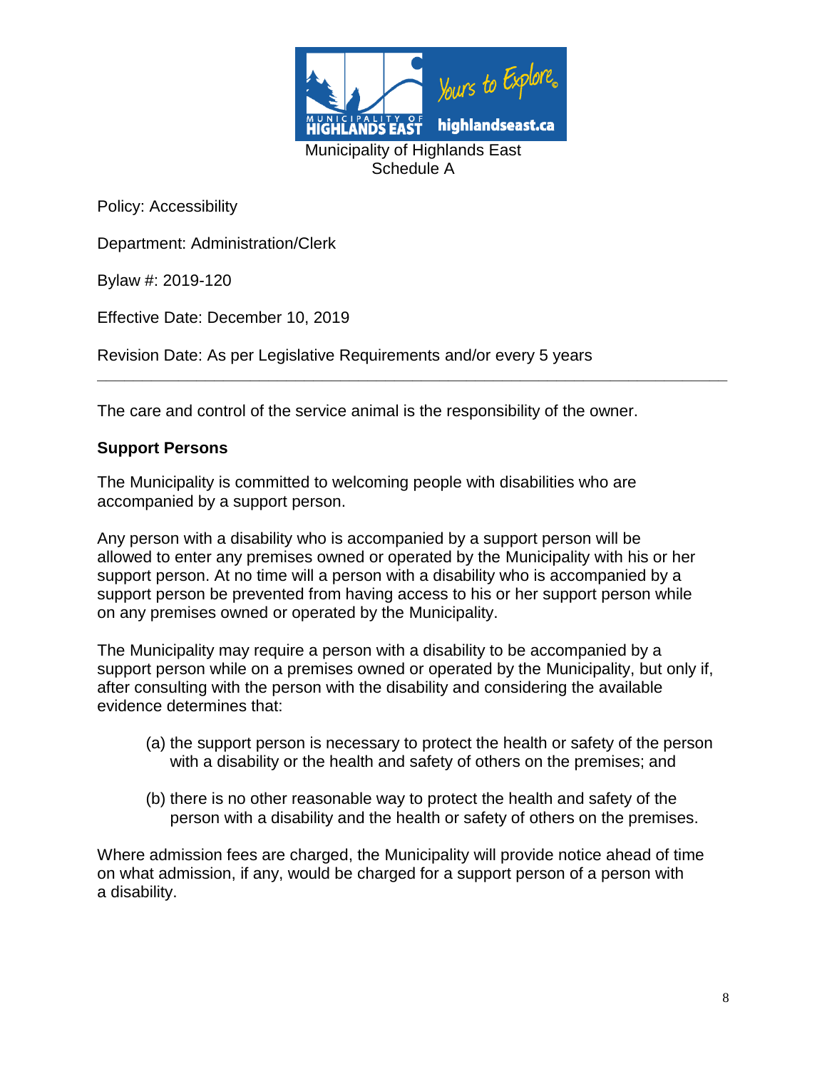Municipality of Highlands East
Schedule A

Policy: Accessibility

Department: Administration/Clerk

Bylaw #: 2019-120

Effective Date: December 10, 2019

Revision Date: As per Legislative Requirements and/or every 5 years

---

The care and control of the service animal is the responsibility of the owner.

**Support Persons**

The Municipality is committed to welcoming people with disabilities who are accompanied by a support person.

Any person with a disability who is accompanied by a support person will be allowed to enter any premises owned or operated by the Municipality with his or her support person. At no time will a person with a disability who is accompanied by a support person be prevented from having access to his or her support person while on any premises owned or operated by the Municipality.

The Municipality may require a person with a disability to be accompanied by a support person while on a premises owned or operated by the Municipality, but only if, after consulting with the person with the disability and considering the available evidence determines that:

(a) the support person is necessary to protect the health or safety of the person with a disability or the health and safety of others on the premises; and

(b) there is no other reasonable way to protect the health and safety of the person with a disability and the health or safety of others on the premises.

Where admission fees are charged, the Municipality will provide notice ahead of time on what admission, if any, would be charged for a support person of a person with a disability.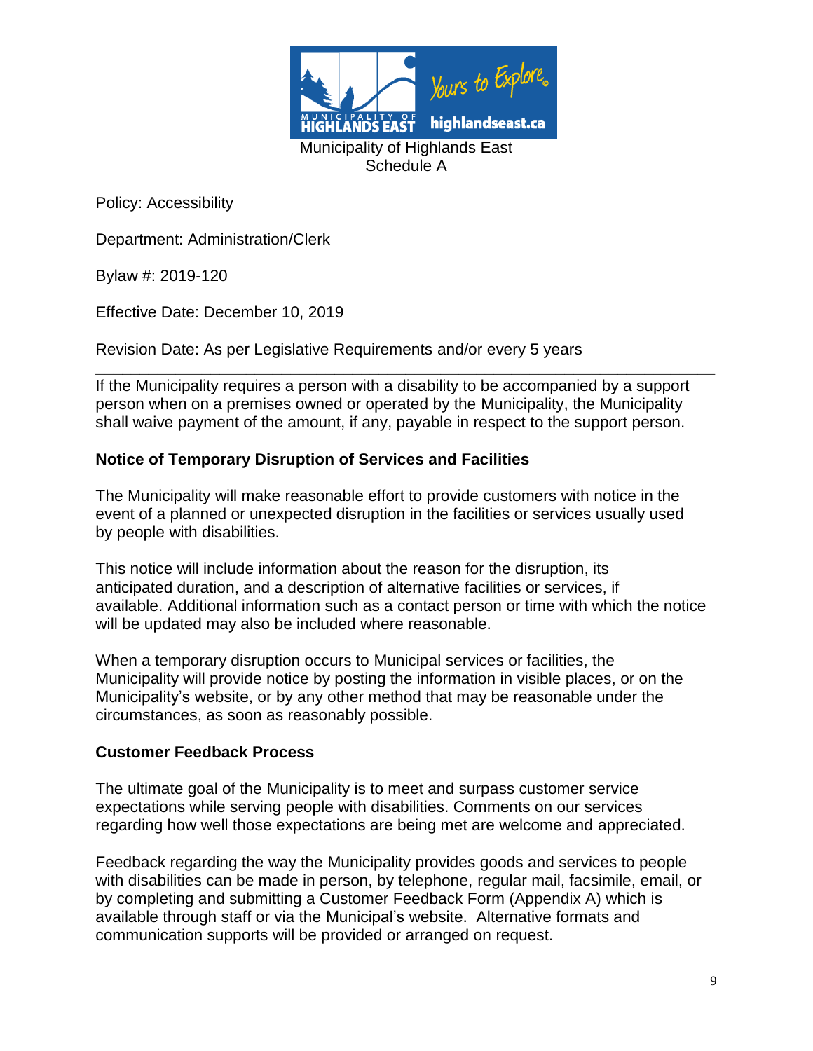Municipality of Highlands East
Schedule A

Policy: Accessibility

Department: Administration/Clerk

Bylaw #: 2019-120

Effective Date: December 10, 2019

Revision Date: As per Legislative Requirements and/or every 5 years

---

If the Municipality requires a person with a disability to be accompanied by a support person when on a premises owned or operated by the Municipality, the Municipality shall waive payment of the amount, if any, payable in respect to the support person.

**Notice of Temporary Disruption of Services and Facilities**

The Municipality will make reasonable effort to provide customers with notice in the event of a planned or unexpected disruption in the facilities or services usually used by people with disabilities.

This notice will include information about the reason for the disruption, its anticipated duration, and a description of alternative facilities or services, if available. Additional information such as a contact person or time with which the notice will be updated may also be included where reasonable.

When a temporary disruption occurs to Municipal services or facilities, the Municipality will provide notice by posting the information in visible places, or on the Municipality's website, or by any other method that may be reasonable under the circumstances, as soon as reasonably possible.

**Customer Feedback Process**

The ultimate goal of the Municipality is to meet and surpass customer service expectations while serving people with disabilities. Comments on our services regarding how well those expectations are being met are welcome and appreciated.

Feedback regarding the way the Municipality provides goods and services to people with disabilities can be made in person, by telephone, regular mail, facsimile, email, or by completing and submitting a Customer Feedback Form (Appendix A) which is available through staff or via the Municipal's website. Alternative formats and communication supports will be provided or arranged on request.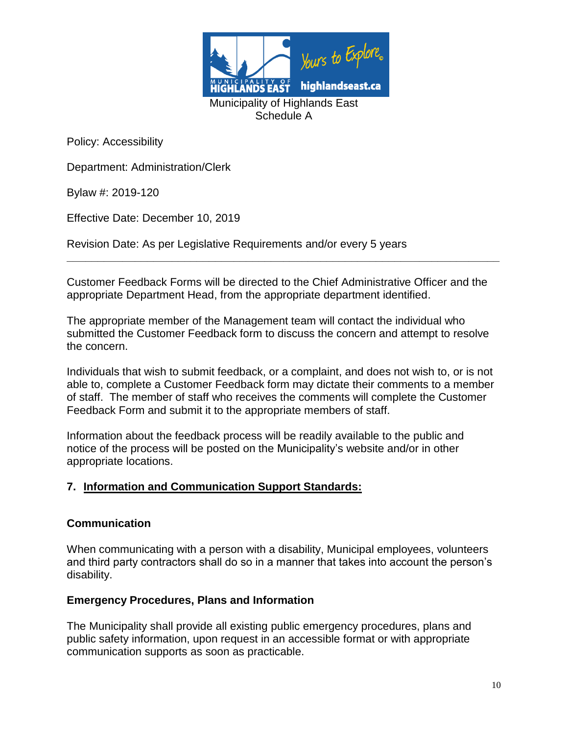Municipality of Highlands East
Schedule A

Policy: Accessibility

Department: Administration/Clerk

Bylaw #: 2019-120

Effective Date: December 10, 2019

Revision Date: As per Legislative Requirements and/or every 5 years

---

Customer Feedback Forms will be directed to the Chief Administrative Officer and the appropriate Department Head, from the appropriate department identified.

The appropriate member of the Management team will contact the individual who submitted the Customer Feedback form to discuss the concern and attempt to resolve the concern.

Individuals that wish to submit feedback, or a complaint, and does not wish to, or is not able to, complete a Customer Feedback form may dictate their comments to a member of staff. The member of staff who receives the comments will complete the Customer Feedback Form and submit it to the appropriate members of staff.

Information about the feedback process will be readily available to the public and notice of the process will be posted on the Municipality's website and/or in other appropriate locations.

## 7. Information and Communication Support Standards:

### Communication

When communicating with a person with a disability, Municipal employees, volunteers and third party contractors shall do so in a manner that takes into account the person's disability.

### Emergency Procedures, Plans and Information

The Municipality shall provide all existing public emergency procedures, plans and public safety information, upon request in an accessible format or with appropriate communication supports as soon as practicable.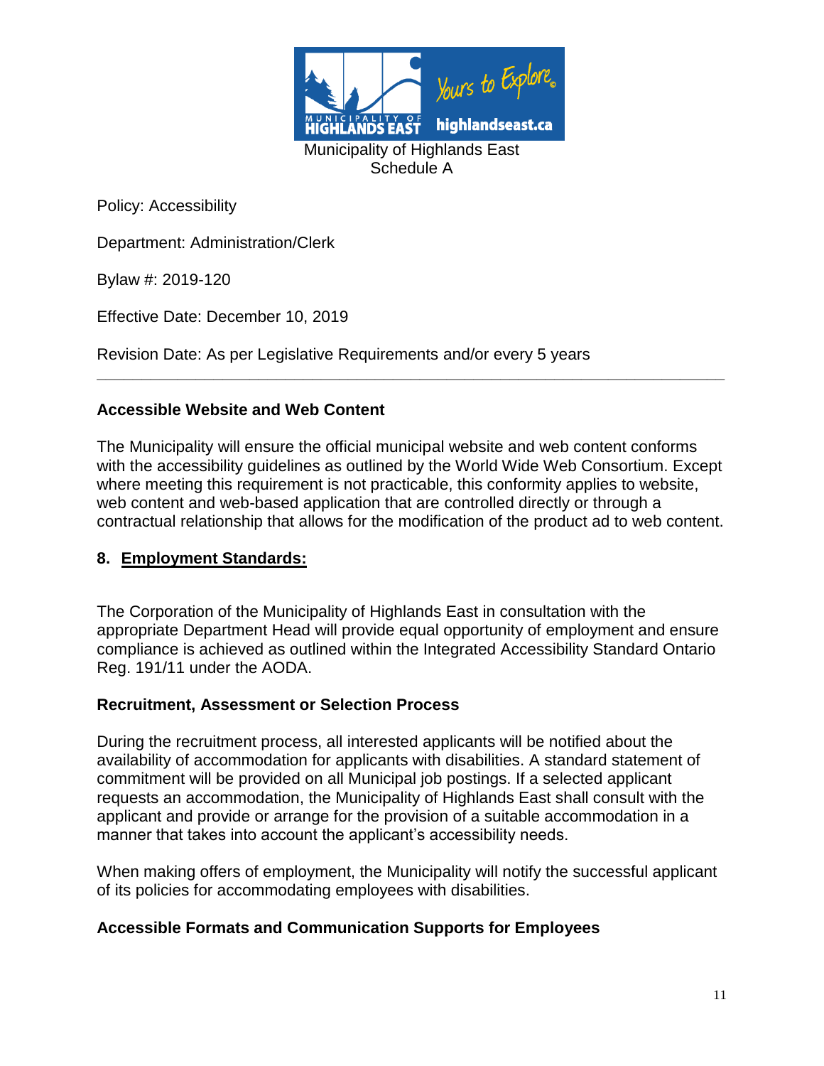Municipality of Highlands East
Schedule A

Policy: Accessibility

Department: Administration/Clerk

Bylaw #: 2019-120

Effective Date: December 10, 2019

Revision Date: As per Legislative Requirements and/or every 5 years

---

**Accessible Website and Web Content**

The Municipality will ensure the official municipal website and web content conforms with the accessibility guidelines as outlined by the World Wide Web Consortium. Except where meeting this requirement is not practicable, this conformity applies to website, web content and web-based application that are controlled directly or through a contractual relationship that allows for the modification of the product ad to web content.

## 8. Employment Standards:

The Corporation of the Municipality of Highlands East in consultation with the appropriate Department Head will provide equal opportunity of employment and ensure compliance is achieved as outlined within the Integrated Accessibility Standard Ontario Reg. 191/11 under the AODA.

**Recruitment, Assessment or Selection Process**

During the recruitment process, all interested applicants will be notified about the availability of accommodation for applicants with disabilities. A standard statement of commitment will be provided on all Municipal job postings. If a selected applicant requests an accommodation, the Municipality of Highlands East shall consult with the applicant and provide or arrange for the provision of a suitable accommodation in a manner that takes into account the applicant's accessibility needs.

When making offers of employment, the Municipality will notify the successful applicant of its policies for accommodating employees with disabilities.

**Accessible Formats and Communication Supports for Employees**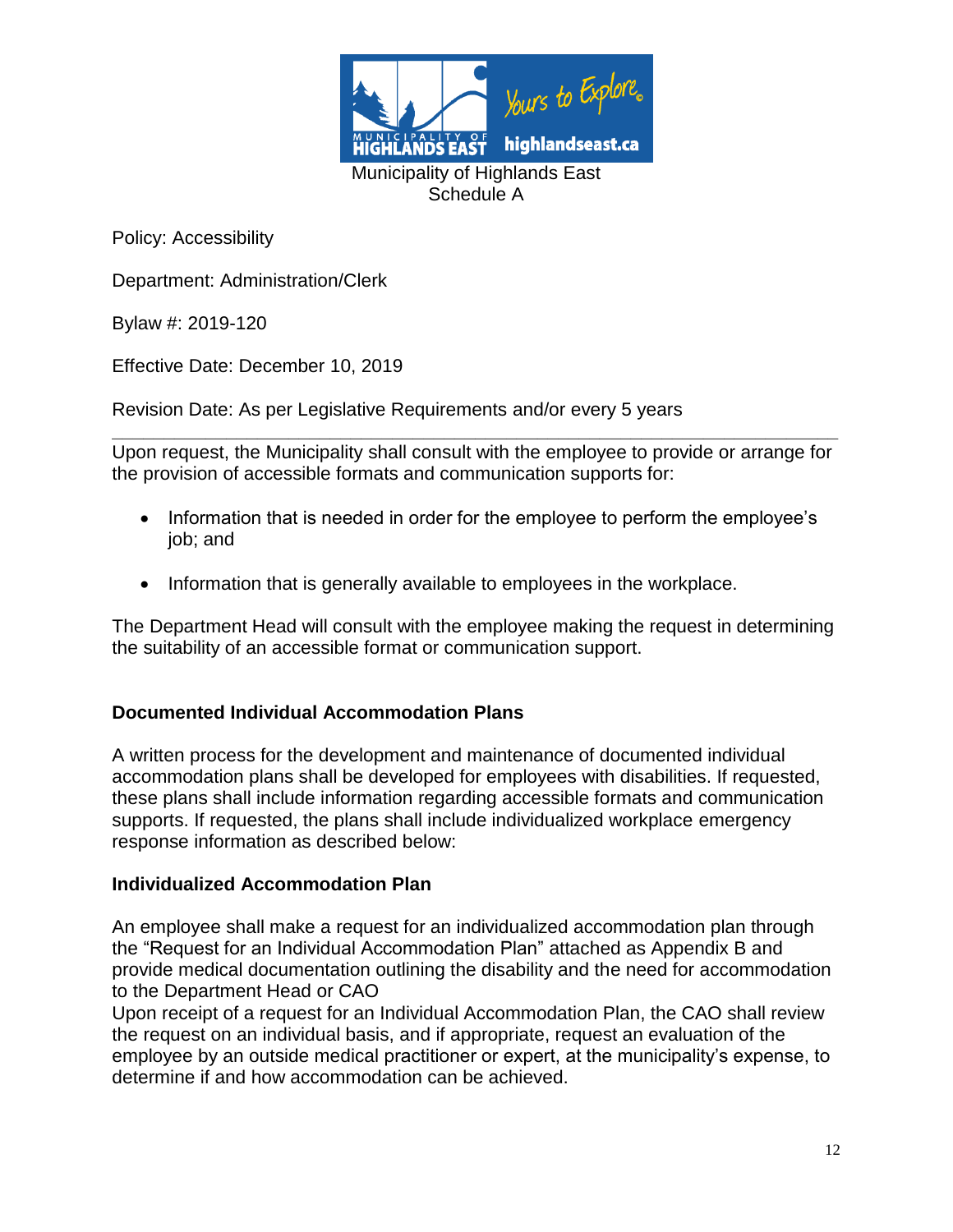Municipality of Highlands East
Schedule A

Policy: Accessibility

Department: Administration/Clerk

Bylaw #: 2019-120

Effective Date: December 10, 2019

Revision Date: As per Legislative Requirements and/or every 5 years

---

Upon request, the Municipality shall consult with the employee to provide or arrange for the provision of accessible formats and communication supports for:

- Information that is needed in order for the employee to perform the employee's job; and
- Information that is generally available to employees in the workplace.

The Department Head will consult with the employee making the request in determining the suitability of an accessible format or communication support.

### Documented Individual Accommodation Plans

A written process for the development and maintenance of documented individual accommodation plans shall be developed for employees with disabilities. If requested, these plans shall include information regarding accessible formats and communication supports. If requested, the plans shall include individualized workplace emergency response information as described below:

### Individualized Accommodation Plan

An employee shall make a request for an individualized accommodation plan through the "Request for an Individual Accommodation Plan" attached as Appendix B and provide medical documentation outlining the disability and the need for accommodation to the Department Head or CAO

Upon receipt of a request for an Individual Accommodation Plan, the CAO shall review the request on an individual basis, and if appropriate, request an evaluation of the employee by an outside medical practitioner or expert, at the municipality's expense, to determine if and how accommodation can be achieved.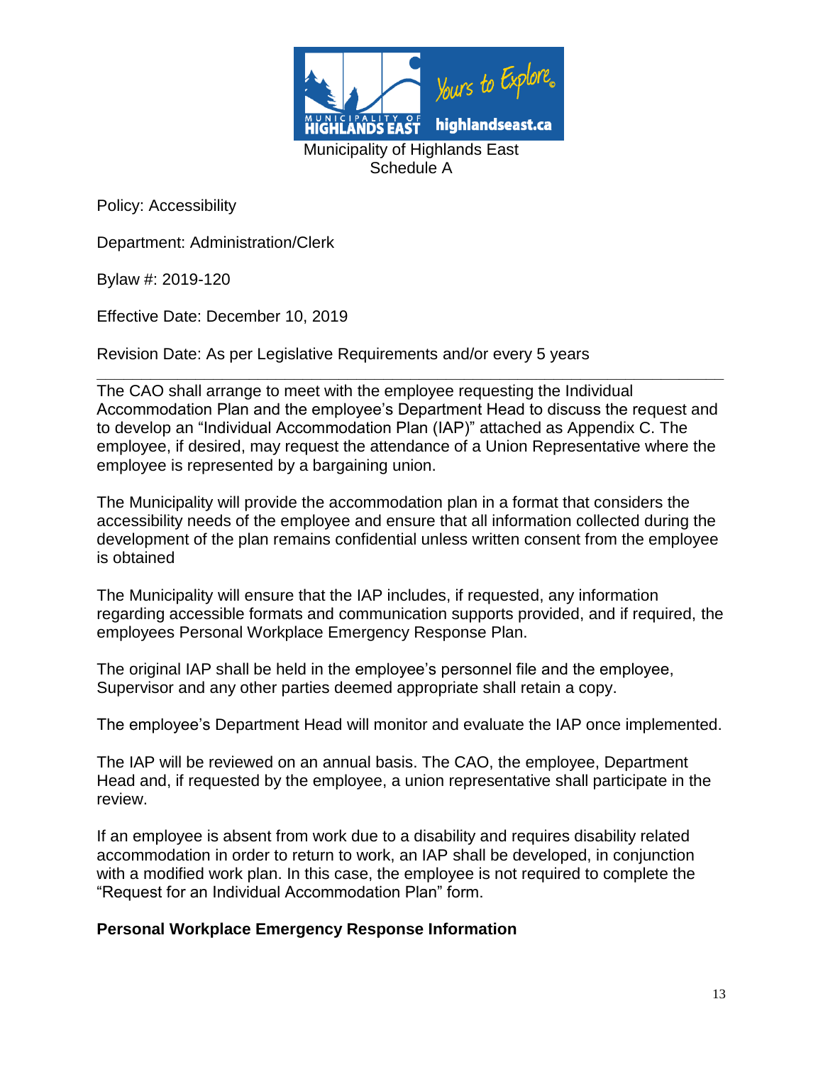Municipality of Highlands East
Schedule A

Policy: Accessibility

Department: Administration/Clerk

Bylaw #: 2019-120

Effective Date: December 10, 2019

Revision Date: As per Legislative Requirements and/or every 5 years

---

The CAO shall arrange to meet with the employee requesting the Individual Accommodation Plan and the employee's Department Head to discuss the request and to develop an "Individual Accommodation Plan (IAP)" attached as Appendix C. The employee, if desired, may request the attendance of a Union Representative where the employee is represented by a bargaining union.

The Municipality will provide the accommodation plan in a format that considers the accessibility needs of the employee and ensure that all information collected during the development of the plan remains confidential unless written consent from the employee is obtained

The Municipality will ensure that the IAP includes, if requested, any information regarding accessible formats and communication supports provided, and if required, the employees Personal Workplace Emergency Response Plan.

The original IAP shall be held in the employee's personnel file and the employee, Supervisor and any other parties deemed appropriate shall retain a copy.

The employee's Department Head will monitor and evaluate the IAP once implemented.

The IAP will be reviewed on an annual basis. The CAO, the employee, Department Head and, if requested by the employee, a union representative shall participate in the review.

If an employee is absent from work due to a disability and requires disability related accommodation in order to return to work, an IAP shall be developed, in conjunction with a modified work plan. In this case, the employee is not required to complete the "Request for an Individual Accommodation Plan" form.

**Personal Workplace Emergency Response Information**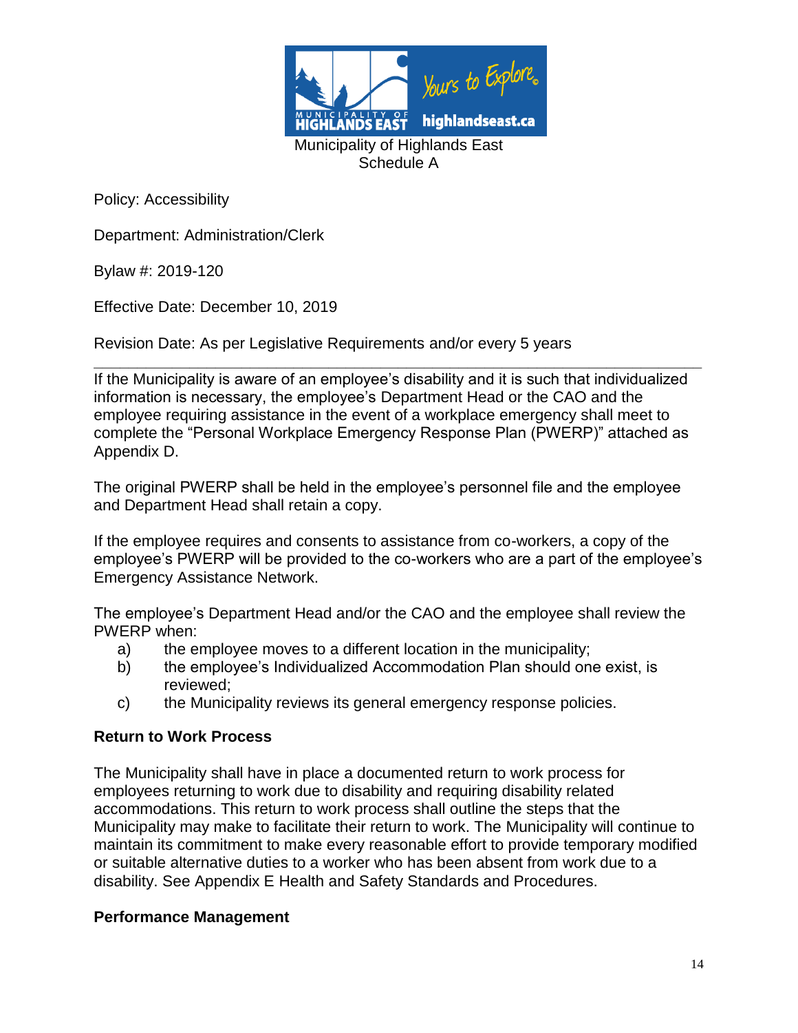Municipality of Highlands East
Schedule A

Policy: Accessibility

Department: Administration/Clerk

Bylaw #: 2019-120

Effective Date: December 10, 2019

Revision Date: As per Legislative Requirements and/or every 5 years

---

If the Municipality is aware of an employee's disability and it is such that individualized information is necessary, the employee's Department Head or the CAO and the employee requiring assistance in the event of a workplace emergency shall meet to complete the "Personal Workplace Emergency Response Plan (PWERP)" attached as Appendix D.

The original PWERP shall be held in the employee's personnel file and the employee and Department Head shall retain a copy.

If the employee requires and consents to assistance from co-workers, a copy of the employee's PWERP will be provided to the co-workers who are a part of the employee's Emergency Assistance Network.

The employee's Department Head and/or the CAO and the employee shall review the PWERP when:

a) the employee moves to a different location in the municipality;
b) the employee's Individualized Accommodation Plan should one exist, is reviewed;
c) the Municipality reviews its general emergency response policies.

**Return to Work Process**

The Municipality shall have in place a documented return to work process for employees returning to work due to disability and requiring disability related accommodations. This return to work process shall outline the steps that the Municipality may make to facilitate their return to work. The Municipality will continue to maintain its commitment to make every reasonable effort to provide temporary modified or suitable alternative duties to a worker who has been absent from work due to a disability. See Appendix E Health and Safety Standards and Procedures.

**Performance Management**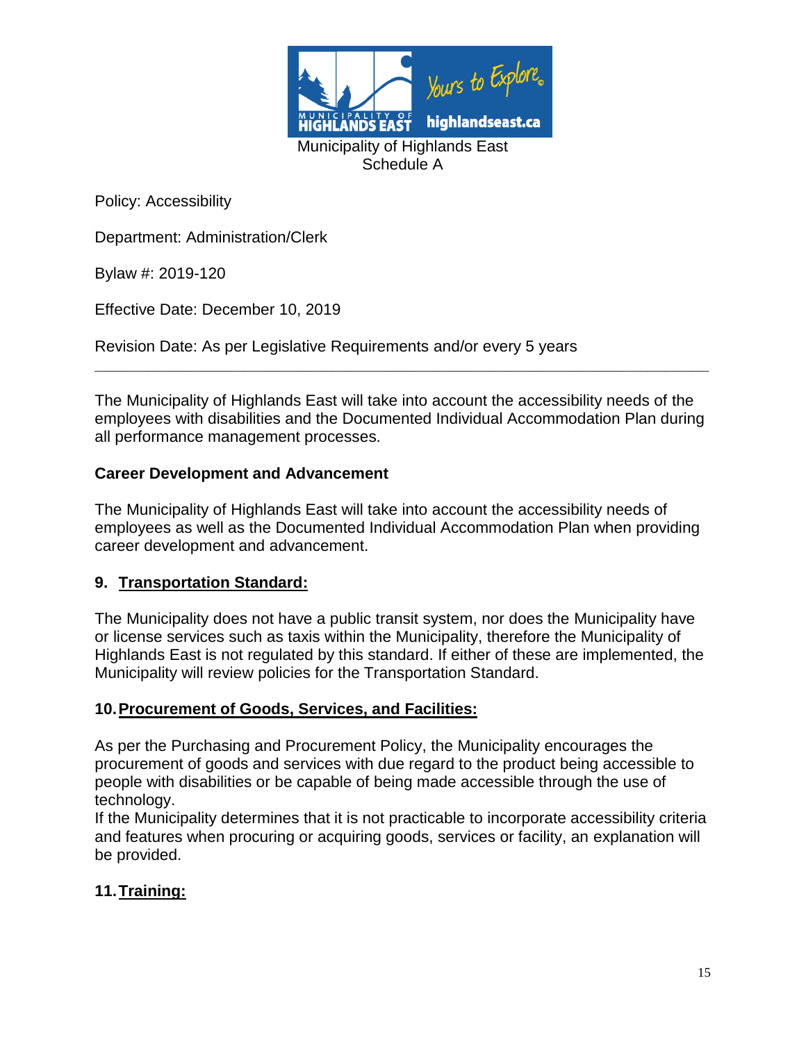Municipality of Highlands East
Schedule A

Policy: Accessibility

Department: Administration/Clerk

Bylaw #: 2019-120

Effective Date: December 10, 2019

Revision Date: As per Legislative Requirements and/or every 5 years

---

The Municipality of Highlands East will take into account the accessibility needs of the employees with disabilities and the Documented Individual Accommodation Plan during all performance management processes.

**Career Development and Advancement**

The Municipality of Highlands East will take into account the accessibility needs of employees as well as the Documented Individual Accommodation Plan when providing career development and advancement.

## 9. Transportation Standard:

The Municipality does not have a public transit system, nor does the Municipality have or license services such as taxis within the Municipality, therefore the Municipality of Highlands East is not regulated by this standard. If either of these are implemented, the Municipality will review policies for the Transportation Standard.

## 10. Procurement of Goods, Services, and Facilities:

As per the Purchasing and Procurement Policy, the Municipality encourages the procurement of goods and services with due regard to the product being accessible to people with disabilities or be capable of being made accessible through the use of technology.
If the Municipality determines that it is not practicable to incorporate accessibility criteria and features when procuring or acquiring goods, services or facility, an explanation will be provided.

## 11. Training: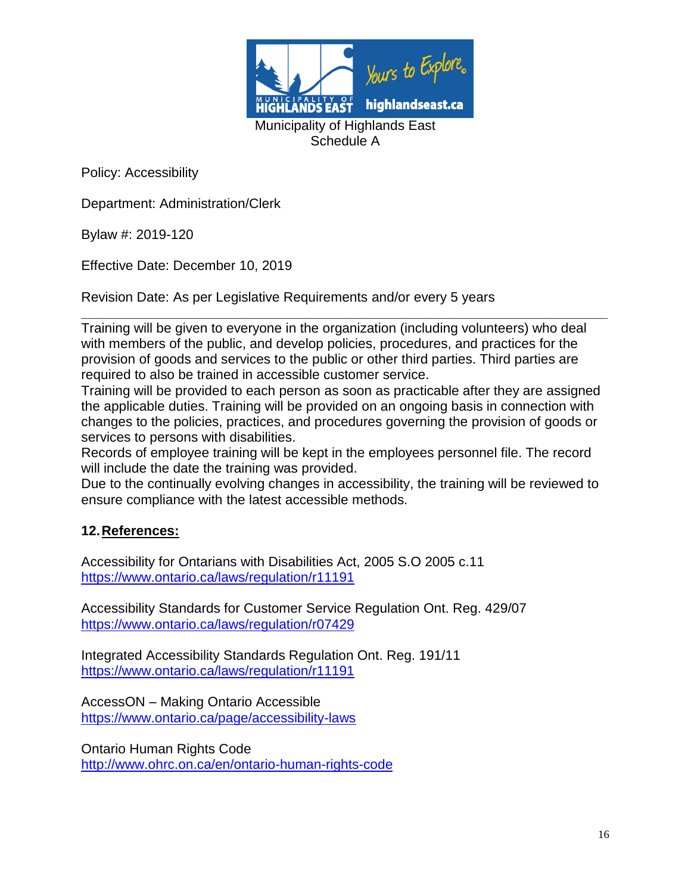Municipality of Highlands East
Schedule A

Policy: Accessibility

Department: Administration/Clerk

Bylaw #: 2019-120

Effective Date: December 10, 2019

Revision Date: As per Legislative Requirements and/or every 5 years

---

Training will be given to everyone in the organization (including volunteers) who deal with members of the public, and develop policies, procedures, and practices for the provision of goods and services to the public or other third parties. Third parties are required to also be trained in accessible customer service.

Training will be provided to each person as soon as practicable after they are assigned the applicable duties. Training will be provided on an ongoing basis in connection with changes to the policies, practices, and procedures governing the provision of goods or services to persons with disabilities.

Records of employee training will be kept in the employees personnel file. The record will include the date the training was provided.

Due to the continually evolving changes in accessibility, the training will be reviewed to ensure compliance with the latest accessible methods.

## 12. References:

Accessibility for Ontarians with Disabilities Act, 2005 S.O 2005 c.11
https://www.ontario.ca/laws/regulation/r11191

Accessibility Standards for Customer Service Regulation Ont. Reg. 429/07
https://www.ontario.ca/laws/regulation/r07429

Integrated Accessibility Standards Regulation Ont. Reg. 191/11
https://www.ontario.ca/laws/regulation/r11191

AccessON – Making Ontario Accessible
https://www.ontario.ca/page/accessibility-laws

Ontario Human Rights Code
http://www.ohrc.on.ca/en/ontario-human-rights-code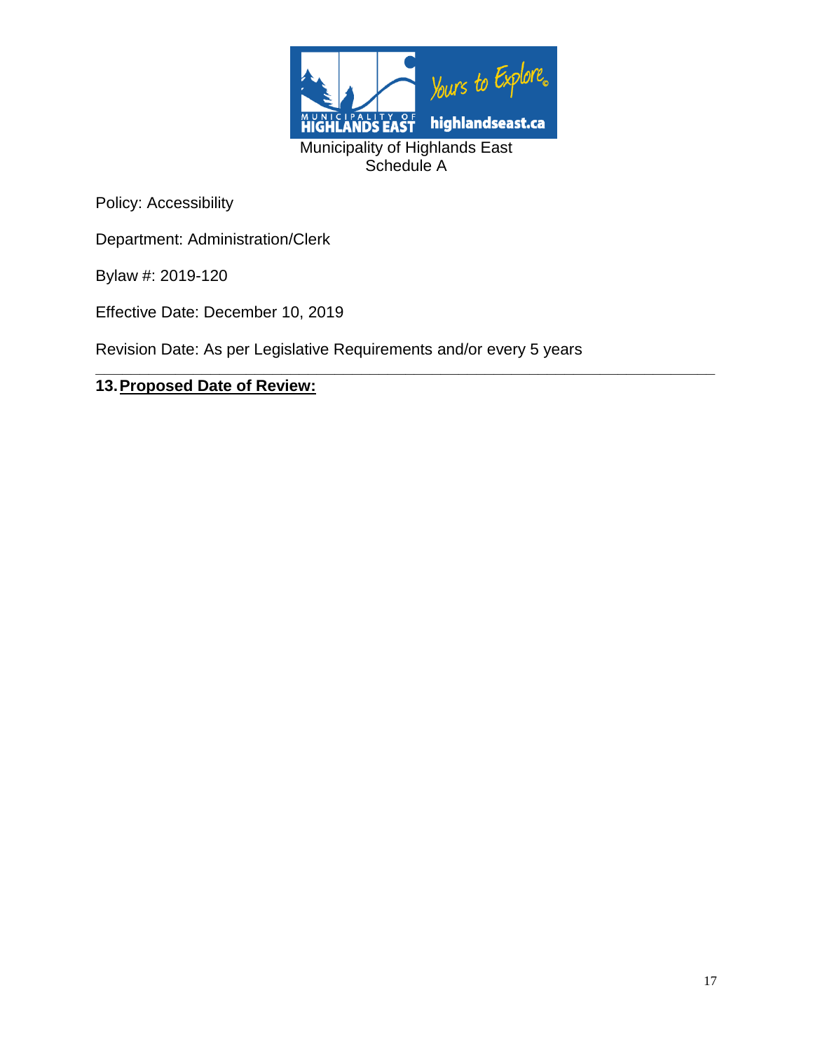Municipality of Highlands East
Schedule A

Policy: Accessibility

Department: Administration/Clerk

Bylaw #: 2019-120

Effective Date: December 10, 2019

Revision Date: As per Legislative Requirements and/or every 5 years

---

## 13. Proposed Date of Review: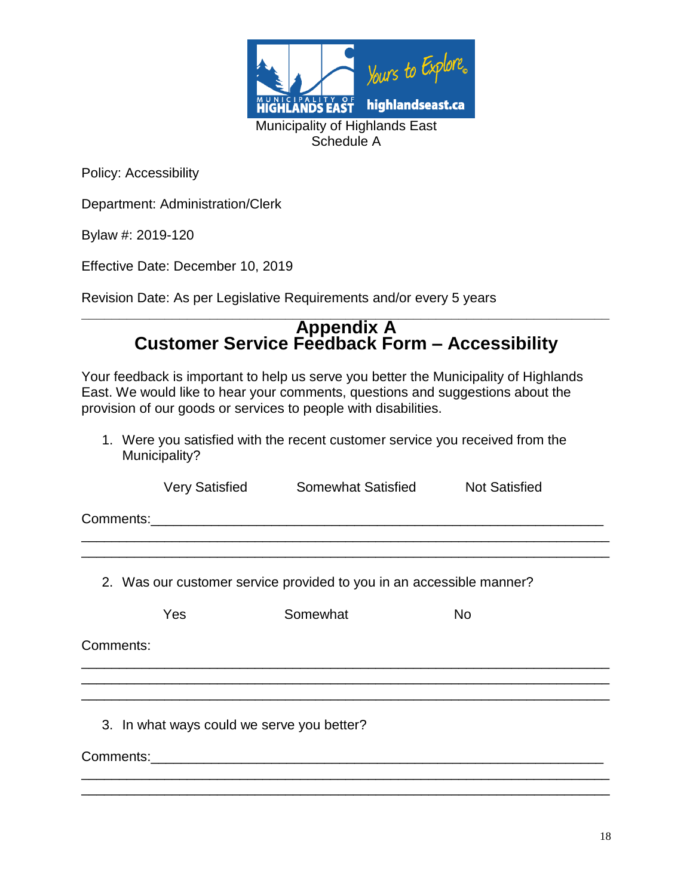Municipality of Highlands East
Schedule A

Policy: Accessibility

Department: Administration/Clerk

Bylaw #: 2019-120

Effective Date: December 10, 2019

Revision Date: As per Legislative Requirements and/or every 5 years

---

# Appendix A
# Customer Service Feedback Form – Accessibility

Your feedback is important to help us serve you better the Municipality of Highlands East. We would like to hear your comments, questions and suggestions about the provision of our goods or services to people with disabilities.

1. Were you satisfied with the recent customer service you received from the Municipality?

   Very Satisfied        Somewhat Satisfied        Not Satisfied

Comments:_______________________________________________________________
_________________________________________________________________________
_________________________________________________________________________

2. Was our customer service provided to you in an accessible manner?

   Yes        Somewhat        No

Comments:
_________________________________________________________________________
_________________________________________________________________________
_________________________________________________________________________

3. In what ways could we serve you better?

Comments:_______________________________________________________________
_________________________________________________________________________
_________________________________________________________________________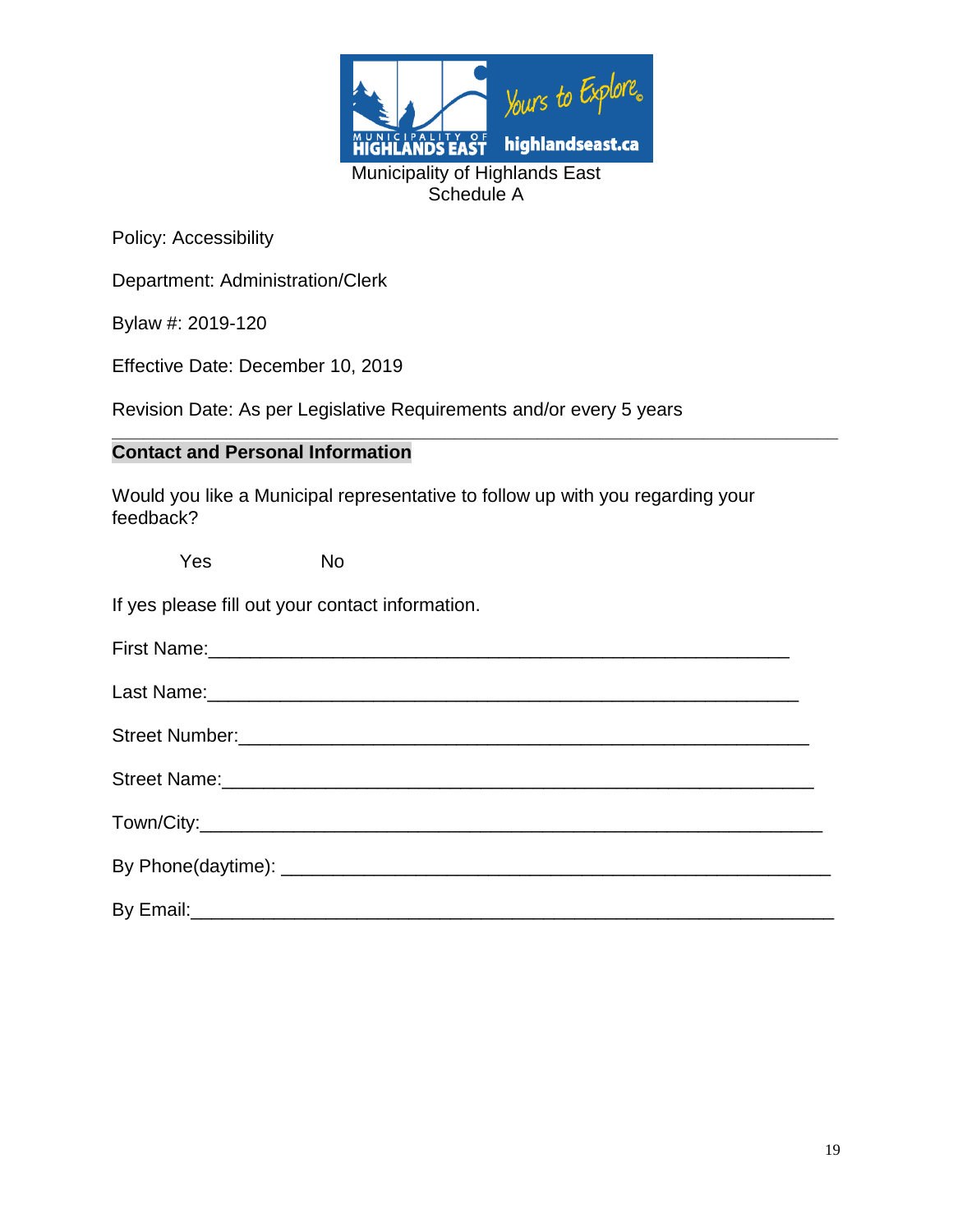Municipality of Highlands East
Schedule A

Policy: Accessibility

Department: Administration/Clerk

Bylaw #: 2019-120

Effective Date: December 10, 2019

Revision Date: As per Legislative Requirements and/or every 5 years

---

## Contact and Personal Information

Would you like a Municipal representative to follow up with you regarding your feedback?

Yes No

If yes please fill out your contact information.

First Name:______________________________________________________

Last Name:______________________________________________________

Street Number:___________________________________________________

Street Name:_____________________________________________________

Town/City:_______________________________________________________

By Phone(daytime): _______________________________________________

By Email:_________________________________________________________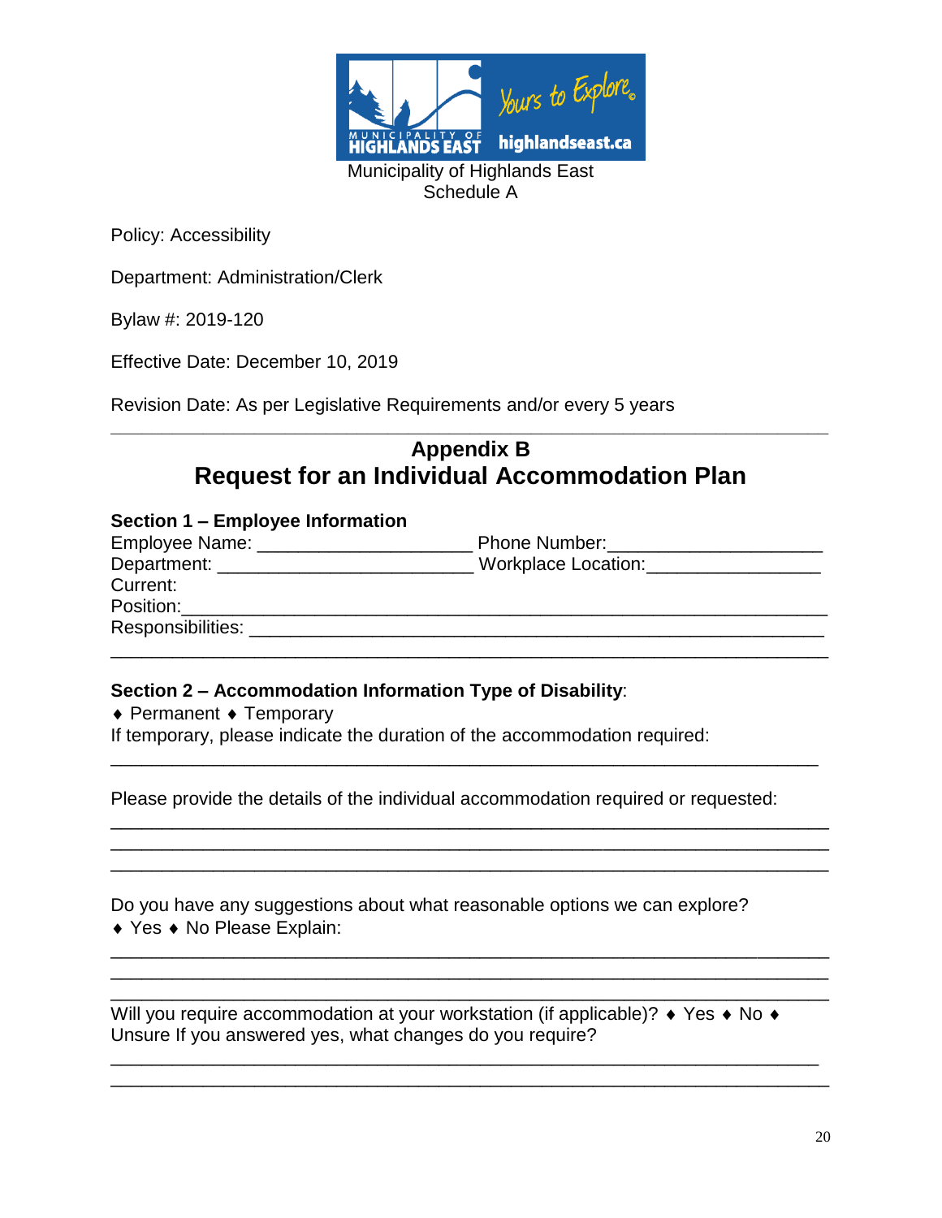Municipality of Highlands East
Schedule A

Policy: Accessibility

Department: Administration/Clerk

Bylaw #: 2019-120

Effective Date: December 10, 2019

Revision Date: As per Legislative Requirements and/or every 5 years

---

## Appendix B

# Request for an Individual Accommodation Plan

**Section 1 – Employee Information**

Employee Name: ____________________ Phone Number:____________________
Department: ________________________ Workplace Location:________________
Current:
Position:______________________________________________________________
Responsibilities: _________________________________________________________
_____________________________________________________________________

**Section 2 – Accommodation Information Type of Disability**:

♦ Permanent ♦ Temporary

If temporary, please indicate the duration of the accommodation required:

_____________________________________________________________________

Please provide the details of the individual accommodation required or requested:

_____________________________________________________________________
_____________________________________________________________________
_____________________________________________________________________

Do you have any suggestions about what reasonable options we can explore?

♦ Yes ♦ No Please Explain:

_____________________________________________________________________
_____________________________________________________________________
_____________________________________________________________________

Will you require accommodation at your workstation (if applicable)? ♦ Yes ♦ No ♦ Unsure If you answered yes, what changes do you require?

_____________________________________________________________________
_____________________________________________________________________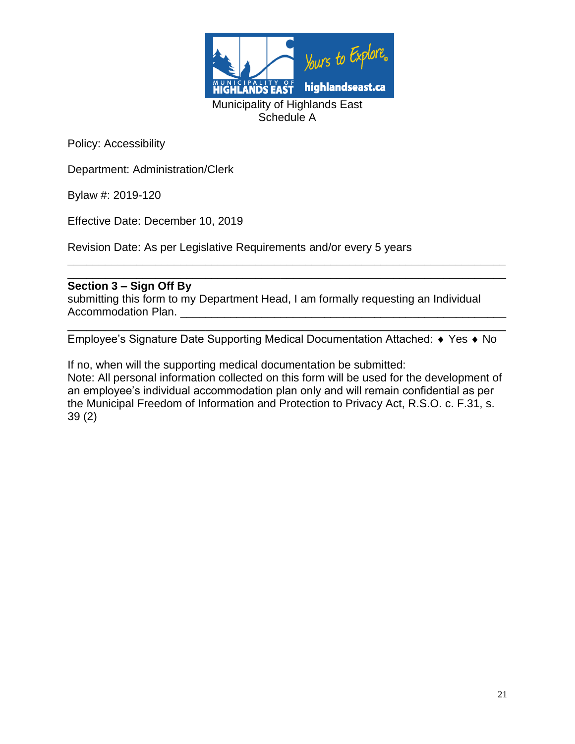Municipality of Highlands East
Schedule A

Policy: Accessibility

Department: Administration/Clerk

Bylaw #: 2019-120

Effective Date: December 10, 2019

Revision Date: As per Legislative Requirements and/or every 5 years

---

**Section 3 – Sign Off By**

submitting this form to my Department Head, I am formally requesting an Individual Accommodation Plan. ____________________________________________________

____________________________________________________________________

Employee's Signature Date Supporting Medical Documentation Attached: ♦ Yes ♦ No

If no, when will the supporting medical documentation be submitted:

Note: All personal information collected on this form will be used for the development of an employee's individual accommodation plan only and will remain confidential as per the Municipal Freedom of Information and Protection to Privacy Act, R.S.O. c. F.31, s. 39 (2)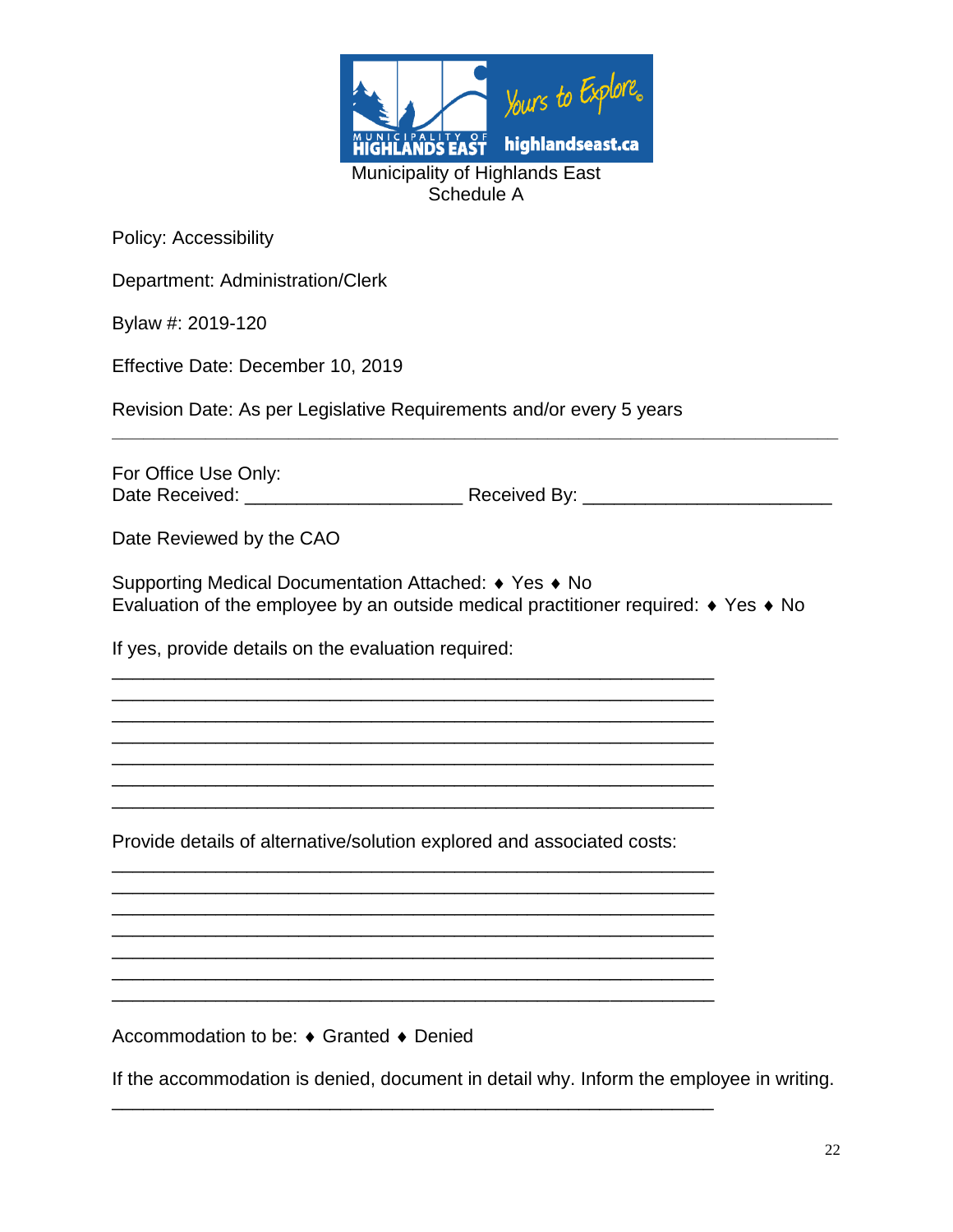Municipality of Highlands East
Schedule A

Policy: Accessibility

Department: Administration/Clerk

Bylaw #: 2019-120

Effective Date: December 10, 2019

Revision Date: As per Legislative Requirements and/or every 5 years

---

For Office Use Only:
Date Received: ______________________ Received By: _________________________

Date Reviewed by the CAO

Supporting Medical Documentation Attached: ♦ Yes ♦ No
Evaluation of the employee by an outside medical practitioner required: ♦ Yes ♦ No

If yes, provide details on the evaluation required:

______________________________________________________________
______________________________________________________________
______________________________________________________________
______________________________________________________________
______________________________________________________________
______________________________________________________________
______________________________________________________________

Provide details of alternative/solution explored and associated costs:

______________________________________________________________
______________________________________________________________
______________________________________________________________
______________________________________________________________
______________________________________________________________
______________________________________________________________
______________________________________________________________

Accommodation to be: ♦ Granted ♦ Denied

If the accommodation is denied, document in detail why. Inform the employee in writing.

______________________________________________________________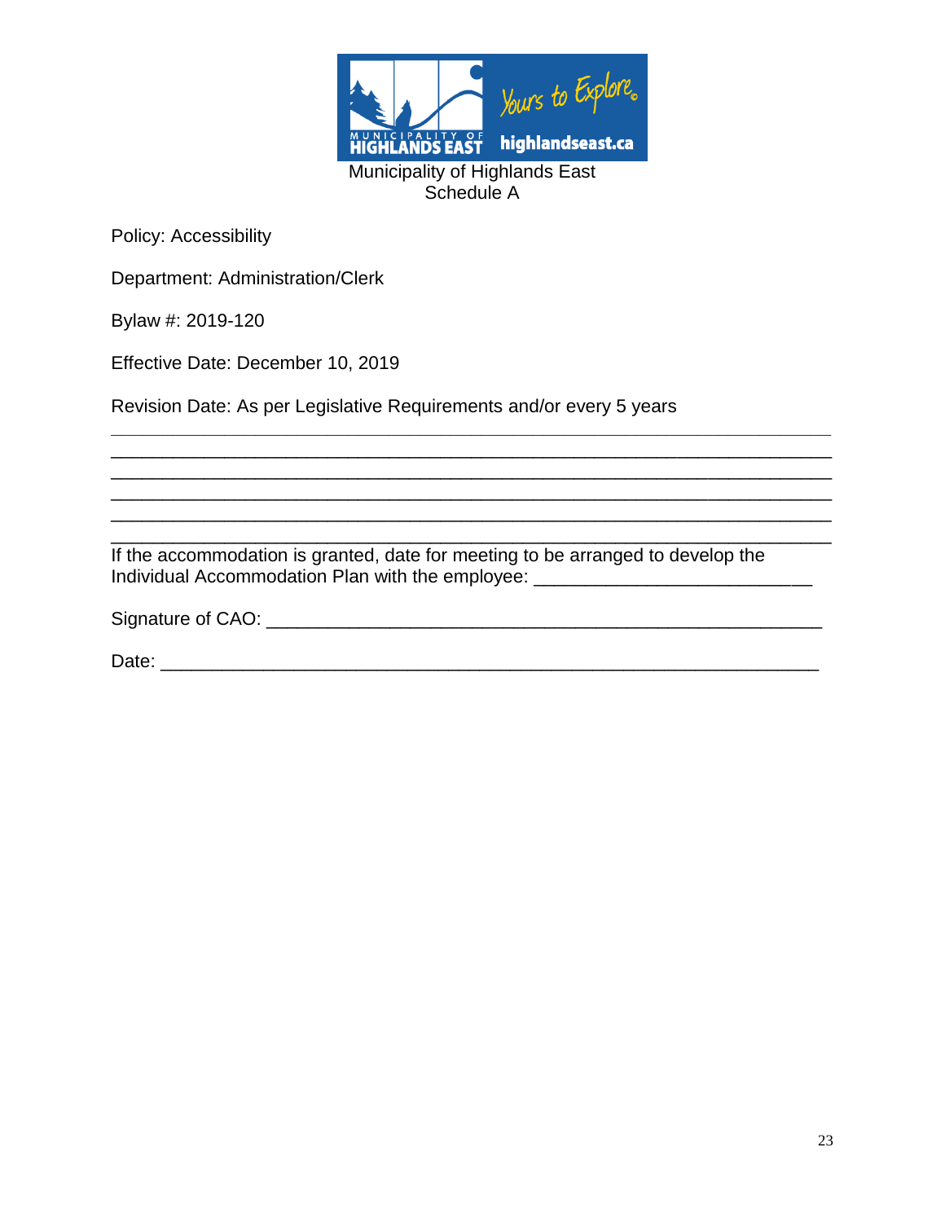Municipality of Highlands East
Schedule A

Policy: Accessibility

Department: Administration/Clerk

Bylaw #: 2019-120

Effective Date: December 10, 2019

Revision Date: As per Legislative Requirements and/or every 5 years

______________________________________________________________________
______________________________________________________________________
______________________________________________________________________
______________________________________________________________________
______________________________________________________________________
______________________________________________________________________

If the accommodation is granted, date for meeting to be arranged to develop the Individual Accommodation Plan with the employee: __________________________

Signature of CAO: ___________________________________________________

Date: ______________________________________________________________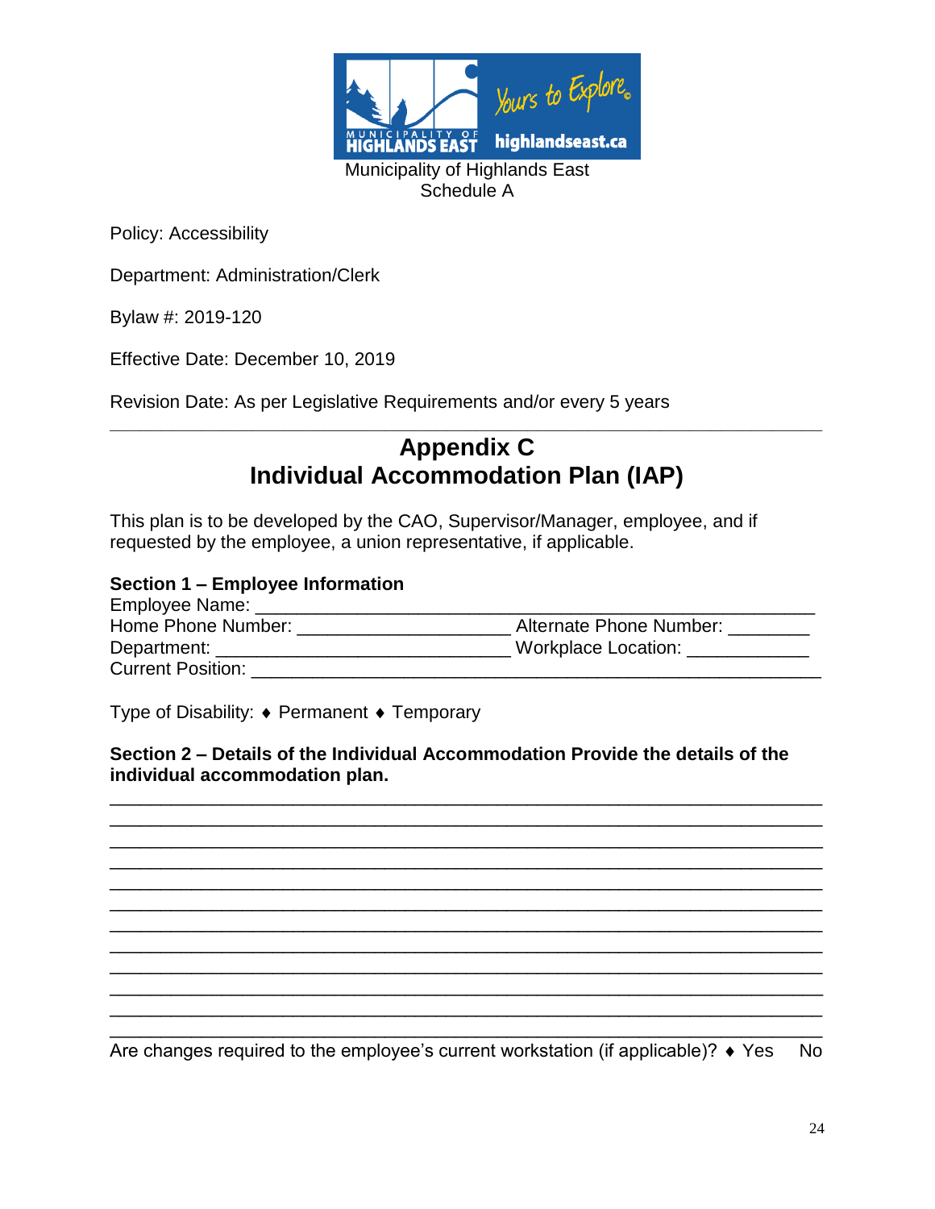Municipality of Highlands East
Schedule A

Policy: Accessibility

Department: Administration/Clerk

Bylaw #: 2019-120

Effective Date: December 10, 2019

Revision Date: As per Legislative Requirements and/or every 5 years

---

# Appendix C
# Individual Accommodation Plan (IAP)

This plan is to be developed by the CAO, Supervisor/Manager, employee, and if requested by the employee, a union representative, if applicable.

**Section 1 – Employee Information**

Employee Name: ______________________________________________________
Home Phone Number: ____________________ Alternate Phone Number: ________
Department: ___________________________ Workplace Location: ___________
Current Position: _______________________________________________________

Type of Disability: ♦ Permanent ♦ Temporary

**Section 2 – Details of the Individual Accommodation Provide the details of the individual accommodation plan.**

____________________________________________________________________
____________________________________________________________________
____________________________________________________________________
____________________________________________________________________
____________________________________________________________________
____________________________________________________________________
____________________________________________________________________
____________________________________________________________________
____________________________________________________________________
____________________________________________________________________
____________________________________________________________________
____________________________________________________________________

Are changes required to the employee's current workstation (if applicable)? ♦ Yes No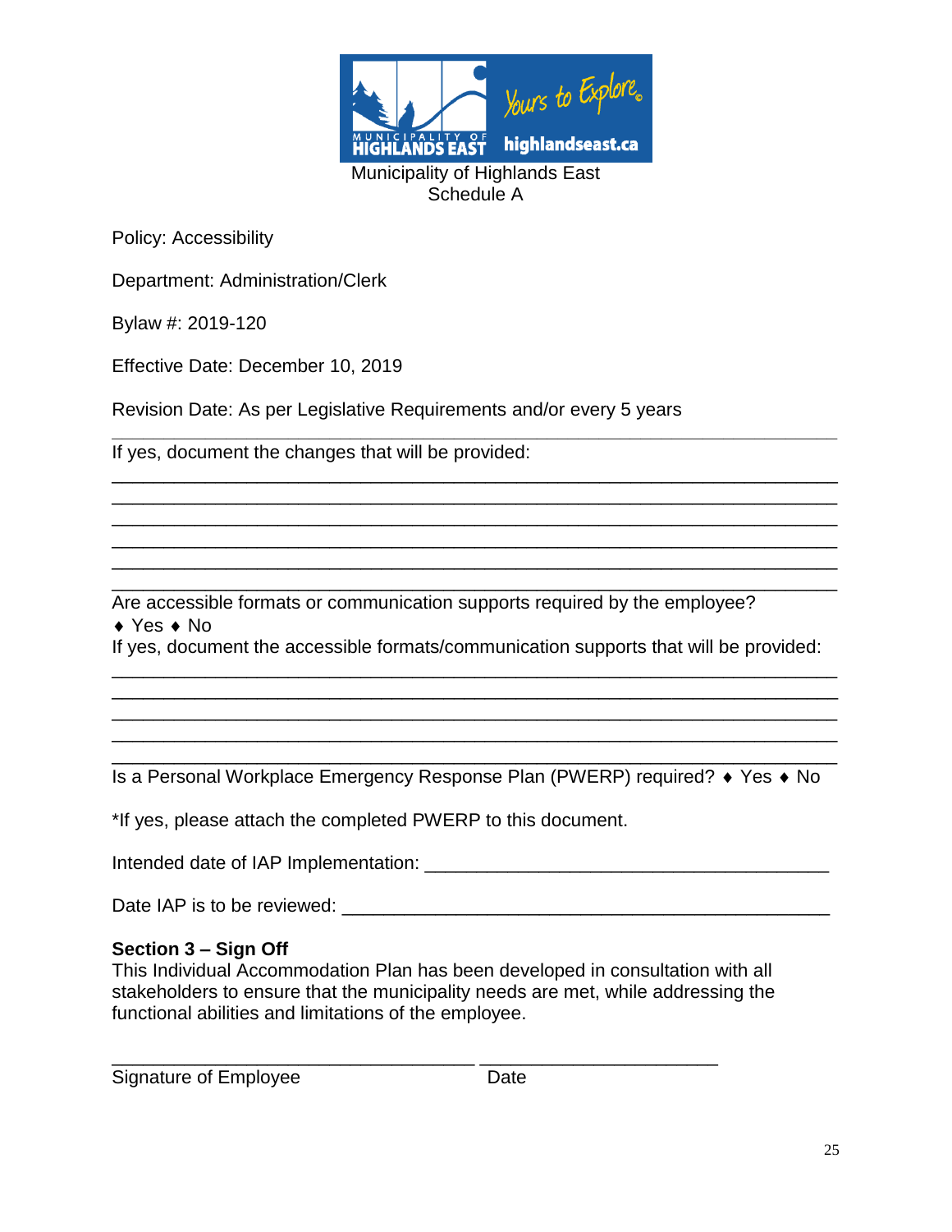Municipality of Highlands East
Schedule A

Policy: Accessibility

Department: Administration/Clerk

Bylaw #: 2019-120

Effective Date: December 10, 2019

Revision Date: As per Legislative Requirements and/or every 5 years

---

If yes, document the changes that will be provided:

______________________________________________________________________
______________________________________________________________________
______________________________________________________________________
______________________________________________________________________
______________________________________________________________________
______________________________________________________________________

Are accessible formats or communication supports required by the employee?
♦ Yes ♦ No

If yes, document the accessible formats/communication supports that will be provided:

______________________________________________________________________
______________________________________________________________________
______________________________________________________________________
______________________________________________________________________
______________________________________________________________________

Is a Personal Workplace Emergency Response Plan (PWERP) required? ♦ Yes ♦ No

*If yes, please attach the completed PWERP to this document.

Intended date of IAP Implementation: ________________________________________

Date IAP is to be reviewed: ________________________________________________

**Section 3 – Sign Off**

This Individual Accommodation Plan has been developed in consultation with all stakeholders to ensure that the municipality needs are met, while addressing the functional abilities and limitations of the employee.

___________________________________ _______________________
Signature of Employee Date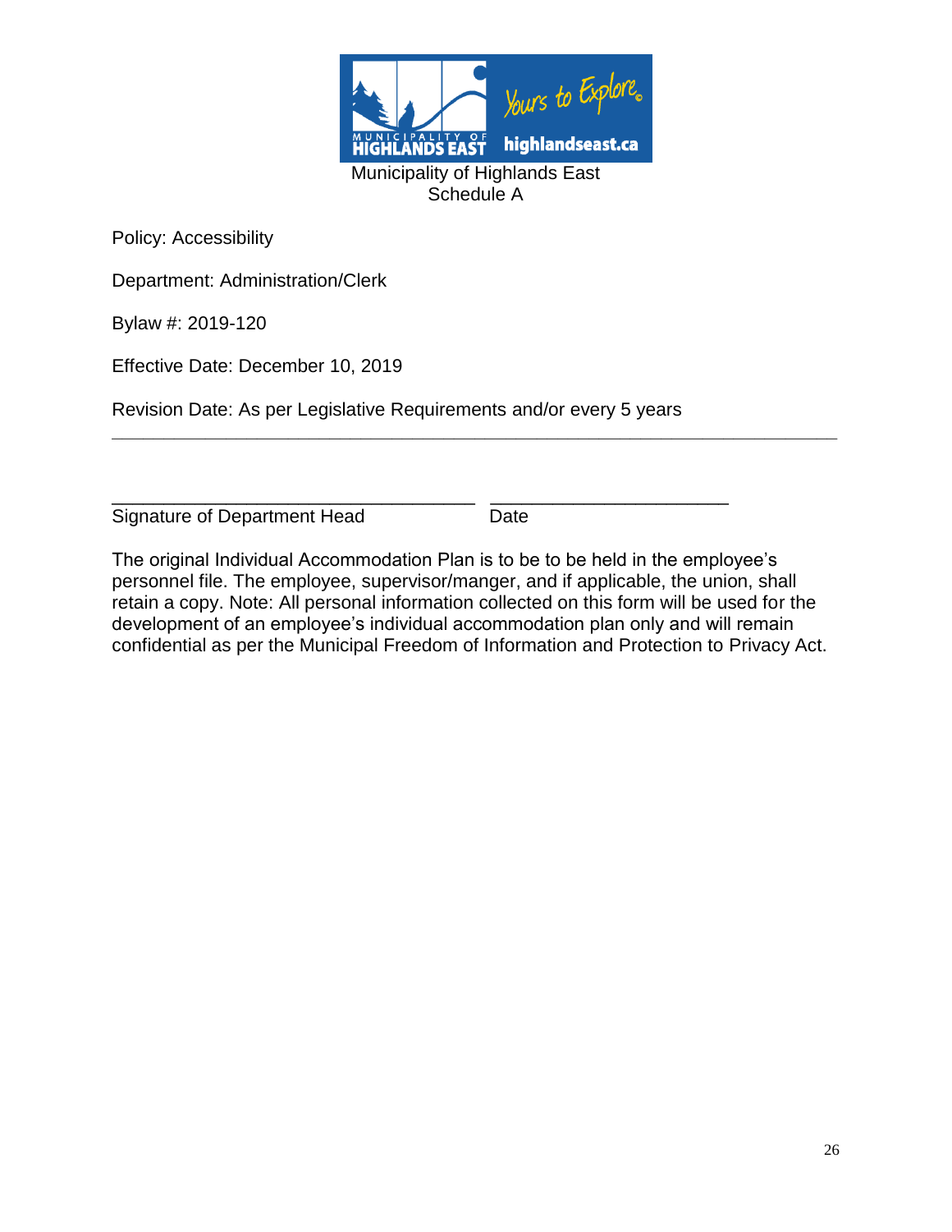Municipality of Highlands East
Schedule A

Policy: Accessibility

Department: Administration/Clerk

Bylaw #: 2019-120

Effective Date: December 10, 2019

Revision Date: As per Legislative Requirements and/or every 5 years

---

\_\_\_\_\_\_\_\_\_\_\_\_\_\_\_\_\_\_\_\_\_\_\_\_\_\_\_\_\_\_\_\_\_\_\_\_ \_\_\_\_\_\_\_\_\_\_\_\_\_\_\_\_\_\_\_\_\_\_\_\_
Signature of Department Head Date

The original Individual Accommodation Plan is to be to be held in the employee's personnel file. The employee, supervisor/manger, and if applicable, the union, shall retain a copy. Note: All personal information collected on this form will be used for the development of an employee's individual accommodation plan only and will remain confidential as per the Municipal Freedom of Information and Protection to Privacy Act.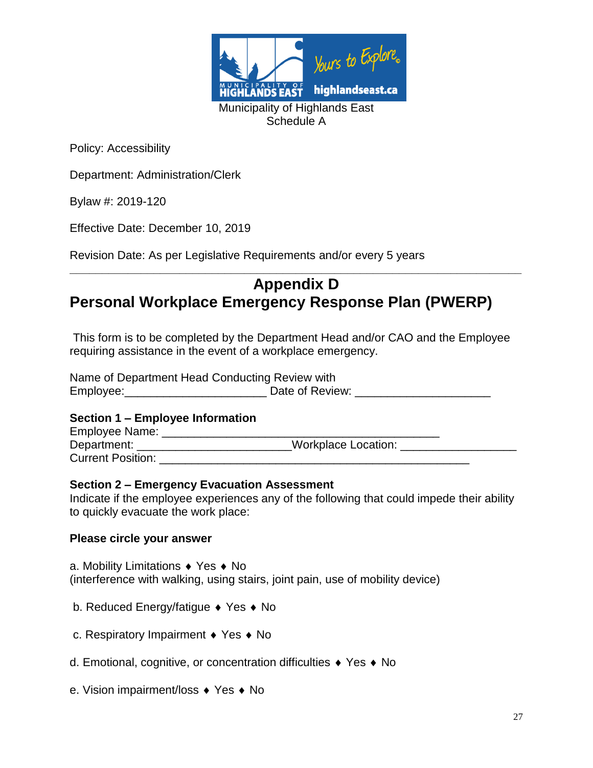Municipality of Highlands East
Schedule A

Policy: Accessibility

Department: Administration/Clerk

Bylaw #: 2019-120

Effective Date: December 10, 2019

Revision Date: As per Legislative Requirements and/or every 5 years

---

# Appendix D
# Personal Workplace Emergency Response Plan (PWERP)

This form is to be completed by the Department Head and/or CAO and the Employee requiring assistance in the event of a workplace emergency.

Name of Department Head Conducting Review with Employee:_____________________ Date of Review: ____________________

**Section 1 – Employee Information**

Employee Name: ________________________________________
Department: ______________________Workplace Location: _________________
Current Position: _____________________________________________

**Section 2 – Emergency Evacuation Assessment**

Indicate if the employee experiences any of the following that could impede their ability to quickly evacuate the work place:

**Please circle your answer**

a. Mobility Limitations ♦ Yes ♦ No
(interference with walking, using stairs, joint pain, use of mobility device)

b. Reduced Energy/fatigue ♦ Yes ♦ No

c. Respiratory Impairment ♦ Yes ♦ No

d. Emotional, cognitive, or concentration difficulties ♦ Yes ♦ No

e. Vision impairment/loss ♦ Yes ♦ No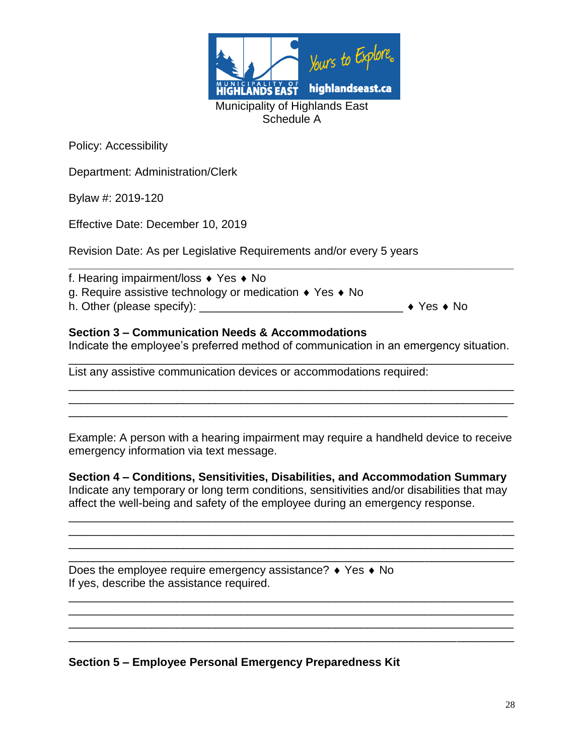Municipality of Highlands East
Schedule A

Policy: Accessibility

Department: Administration/Clerk

Bylaw #: 2019-120

Effective Date: December 10, 2019

Revision Date: As per Legislative Requirements and/or every 5 years

---

f. Hearing impairment/loss ♦ Yes ♦ No
g. Require assistive technology or medication ♦ Yes ♦ No
h. Other (please specify): ________________________________ ♦ Yes ♦ No

**Section 3 – Communication Needs & Accommodations**
Indicate the employee's preferred method of communication in an emergency situation.
______________________________________________________________________
List any assistive communication devices or accommodations required:
______________________________________________________________________
______________________________________________________________________
______________________________________________________________________

Example: A person with a hearing impairment may require a handheld device to receive emergency information via text message.

**Section 4 – Conditions, Sensitivities, Disabilities, and Accommodation Summary**
Indicate any temporary or long term conditions, sensitivities and/or disabilities that may affect the well-being and safety of the employee during an emergency response.
______________________________________________________________________
______________________________________________________________________
______________________________________________________________________
______________________________________________________________________
Does the employee require emergency assistance? ♦ Yes ♦ No
If yes, describe the assistance required.
______________________________________________________________________
______________________________________________________________________
______________________________________________________________________
______________________________________________________________________

**Section 5 – Employee Personal Emergency Preparedness Kit**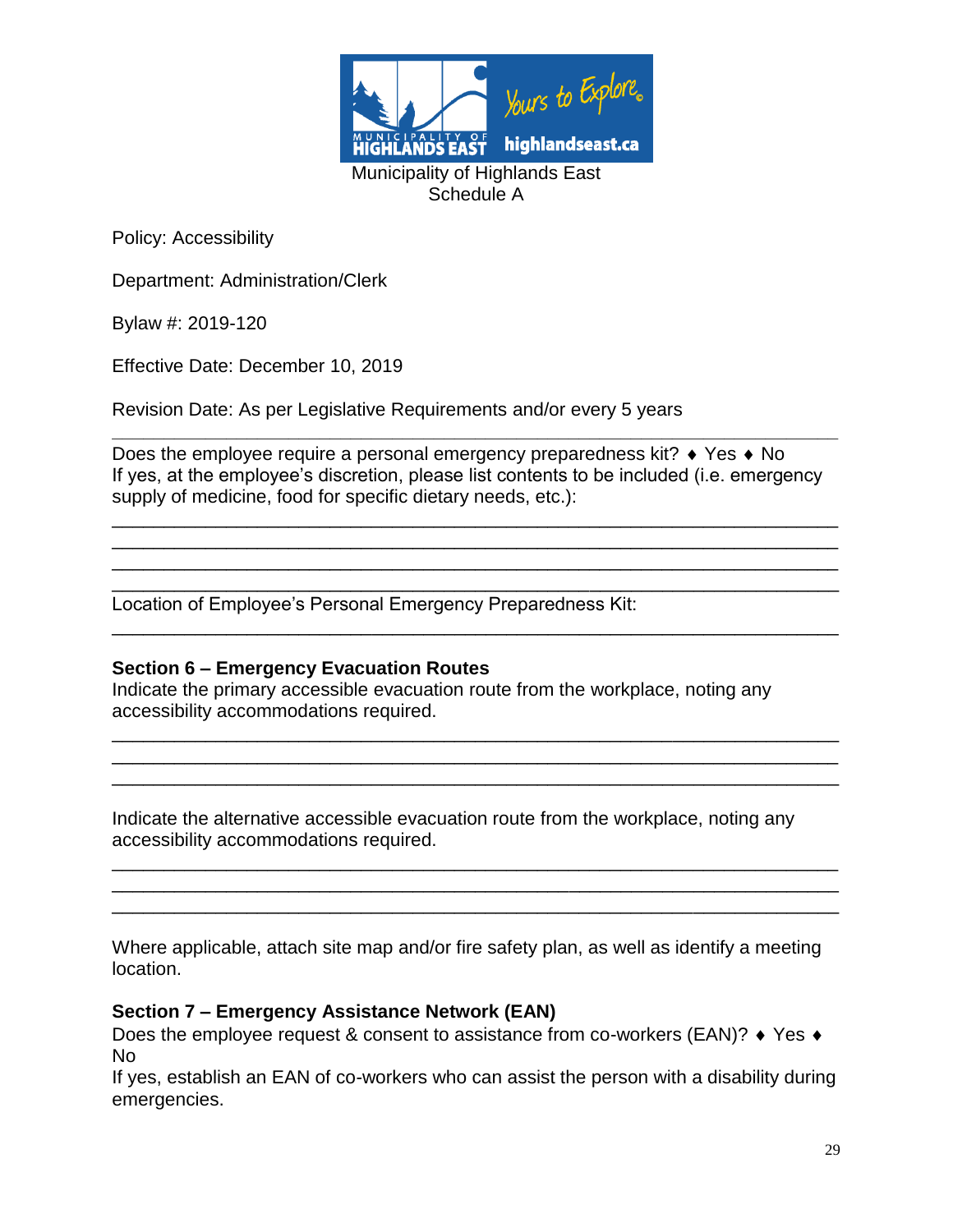Municipality of Highlands East
Schedule A

Policy: Accessibility

Department: Administration/Clerk

Bylaw #: 2019-120

Effective Date: December 10, 2019

Revision Date: As per Legislative Requirements and/or every 5 years

---

Does the employee require a personal emergency preparedness kit? ♦ Yes ♦ No
If yes, at the employee's discretion, please list contents to be included (i.e. emergency supply of medicine, food for specific dietary needs, etc.):

______________________________________________________________
______________________________________________________________
______________________________________________________________
______________________________________________________________

Location of Employee's Personal Emergency Preparedness Kit:
______________________________________________________________

**Section 6 – Emergency Evacuation Routes**
Indicate the primary accessible evacuation route from the workplace, noting any accessibility accommodations required.

______________________________________________________________
______________________________________________________________
______________________________________________________________

Indicate the alternative accessible evacuation route from the workplace, noting any accessibility accommodations required.

______________________________________________________________
______________________________________________________________
______________________________________________________________

Where applicable, attach site map and/or fire safety plan, as well as identify a meeting location.

**Section 7 – Emergency Assistance Network (EAN)**
Does the employee request & consent to assistance from co-workers (EAN)? ♦ Yes ♦ No
If yes, establish an EAN of co-workers who can assist the person with a disability during emergencies.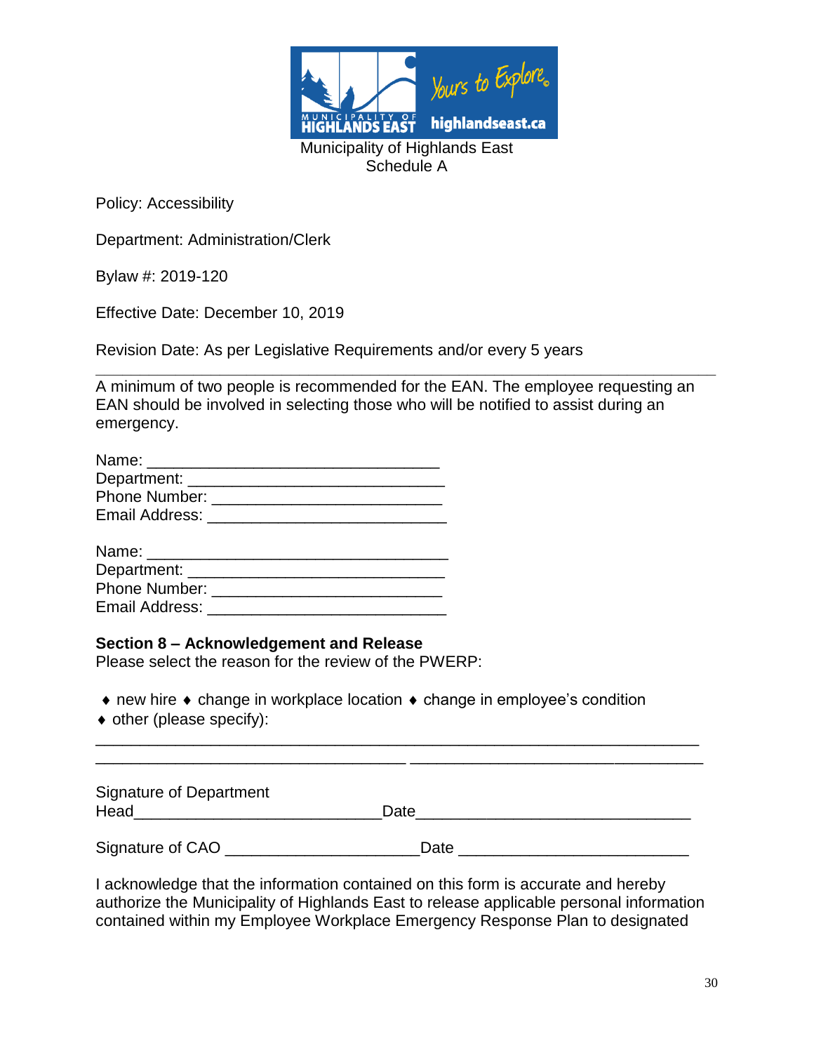Municipality of Highlands East
Schedule A

Policy: Accessibility

Department: Administration/Clerk

Bylaw #: 2019-120

Effective Date: December 10, 2019

Revision Date: As per Legislative Requirements and/or every 5 years

---

A minimum of two people is recommended for the EAN. The employee requesting an EAN should be involved in selecting those who will be notified to assist during an emergency.

Name: ________________________________
Department: ____________________________
Phone Number: __________________________
Email Address: __________________________

Name: _________________________________
Department: ____________________________
Phone Number: __________________________
Email Address: __________________________

**Section 8 – Acknowledgement and Release**
Please select the reason for the review of the PWERP:

♦ new hire ♦ change in workplace location ♦ change in employee's condition
♦ other (please specify):

_____________________________________________________________________
__________________________________ ________________________________

Signature of Department Head___________________________Date______________________________

Signature of CAO _____________________Date _________________________

I acknowledge that the information contained on this form is accurate and hereby authorize the Municipality of Highlands East to release applicable personal information contained within my Employee Workplace Emergency Response Plan to designated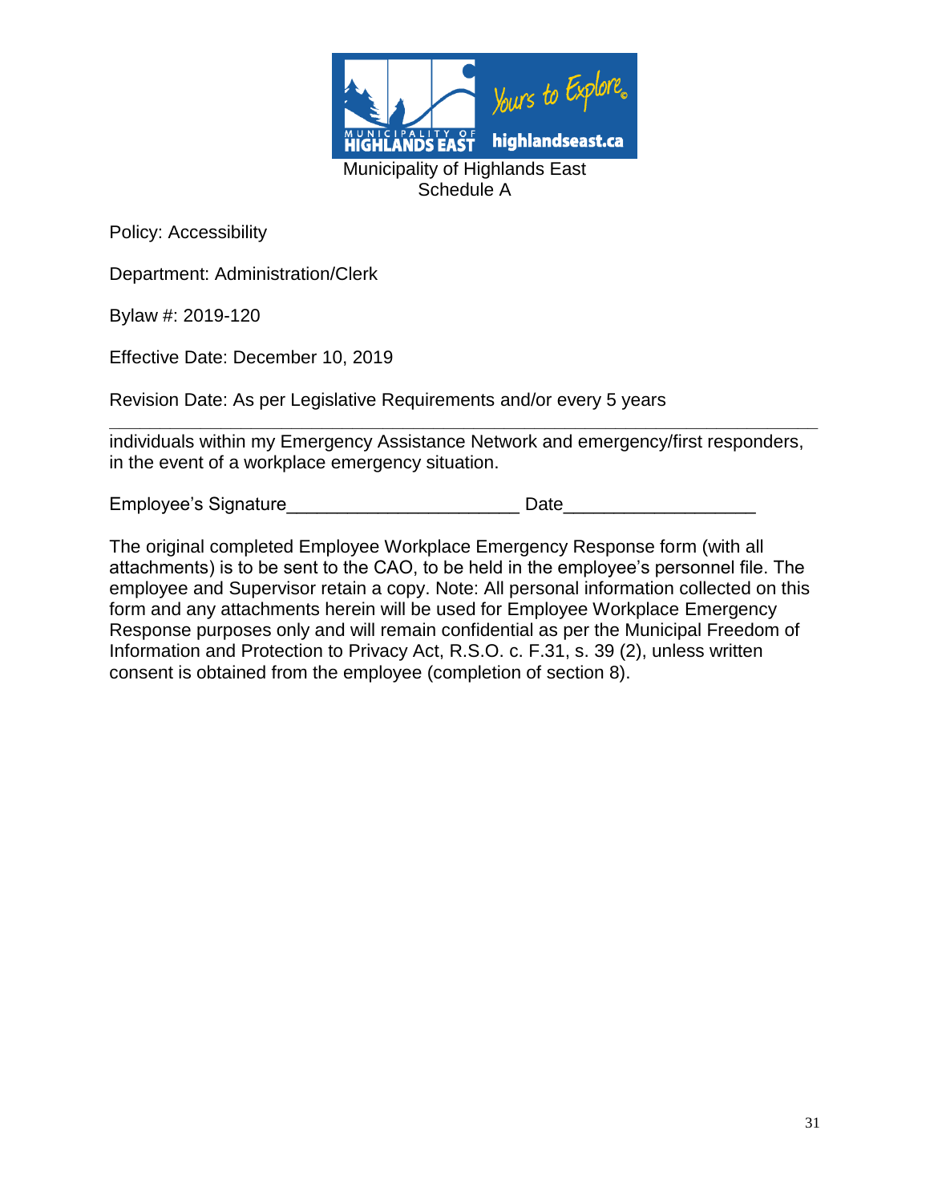Municipality of Highlands East
Schedule A

Policy: Accessibility

Department: Administration/Clerk

Bylaw #: 2019-120

Effective Date: December 10, 2019

Revision Date: As per Legislative Requirements and/or every 5 years

---

individuals within my Emergency Assistance Network and emergency/first responders, in the event of a workplace emergency situation.

Employee's Signature______________________ Date__________________

The original completed Employee Workplace Emergency Response form (with all attachments) is to be sent to the CAO, to be held in the employee's personnel file. The employee and Supervisor retain a copy. Note: All personal information collected on this form and any attachments herein will be used for Employee Workplace Emergency Response purposes only and will remain confidential as per the Municipal Freedom of Information and Protection to Privacy Act, R.S.O. c. F.31, s. 39 (2), unless written consent is obtained from the employee (completion of section 8).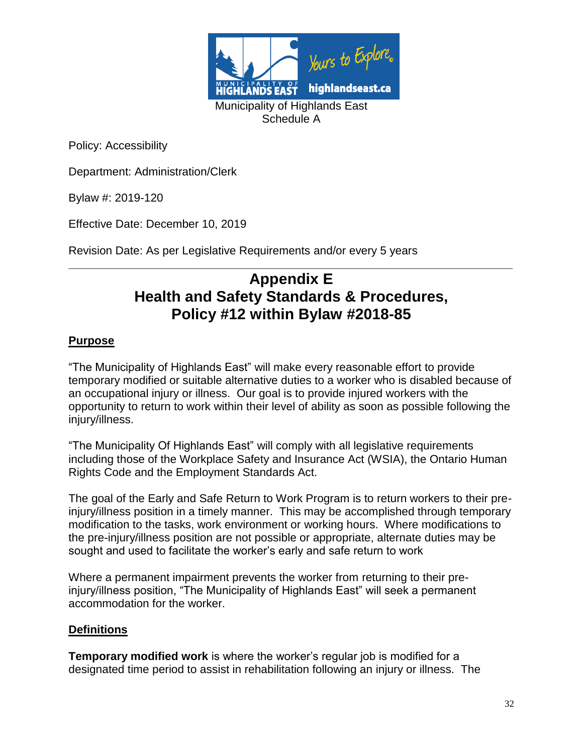Municipality of Highlands East
Schedule A

Policy: Accessibility

Department: Administration/Clerk

Bylaw #: 2019-120

Effective Date: December 10, 2019

Revision Date: As per Legislative Requirements and/or every 5 years

---

# Appendix E
# Health and Safety Standards & Procedures, Policy #12 within Bylaw #2018-85

## Purpose

"The Municipality of Highlands East" will make every reasonable effort to provide temporary modified or suitable alternative duties to a worker who is disabled because of an occupational injury or illness. Our goal is to provide injured workers with the opportunity to return to work within their level of ability as soon as possible following the injury/illness.

"The Municipality Of Highlands East" will comply with all legislative requirements including those of the Workplace Safety and Insurance Act (WSIA), the Ontario Human Rights Code and the Employment Standards Act.

The goal of the Early and Safe Return to Work Program is to return workers to their pre-injury/illness position in a timely manner. This may be accomplished through temporary modification to the tasks, work environment or working hours. Where modifications to the pre-injury/illness position are not possible or appropriate, alternate duties may be sought and used to facilitate the worker's early and safe return to work

Where a permanent impairment prevents the worker from returning to their pre-injury/illness position, "The Municipality of Highlands East" will seek a permanent accommodation for the worker.

## Definitions

**Temporary modified work** is where the worker's regular job is modified for a designated time period to assist in rehabilitation following an injury or illness. The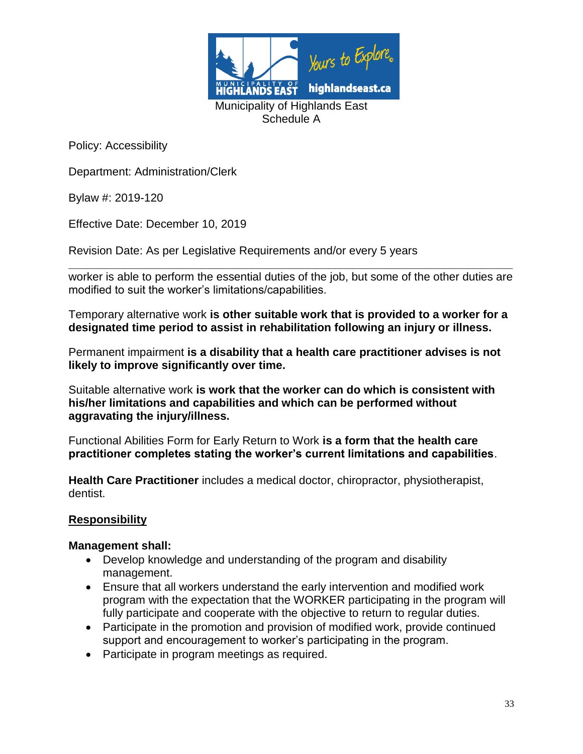Municipality of Highlands East
Schedule A

Policy: Accessibility

Department: Administration/Clerk

Bylaw #: 2019-120

Effective Date: December 10, 2019

Revision Date: As per Legislative Requirements and/or every 5 years

---

worker is able to perform the essential duties of the job, but some of the other duties are modified to suit the worker's limitations/capabilities.

Temporary alternative work **is other suitable work that is provided to a worker for a designated time period to assist in rehabilitation following an injury or illness.**

Permanent impairment **is a disability that a health care practitioner advises is not likely to improve significantly over time.**

Suitable alternative work **is work that the worker can do which is consistent with his/her limitations and capabilities and which can be performed without aggravating the injury/illness.**

Functional Abilities Form for Early Return to Work **is a form that the health care practitioner completes stating the worker's current limitations and capabilities**.

**Health Care Practitioner** includes a medical doctor, chiropractor, physiotherapist, dentist.

## Responsibility

**Management shall:**

- Develop knowledge and understanding of the program and disability management.
- Ensure that all workers understand the early intervention and modified work program with the expectation that the WORKER participating in the program will fully participate and cooperate with the objective to return to regular duties.
- Participate in the promotion and provision of modified work, provide continued support and encouragement to worker's participating in the program.
- Participate in program meetings as required.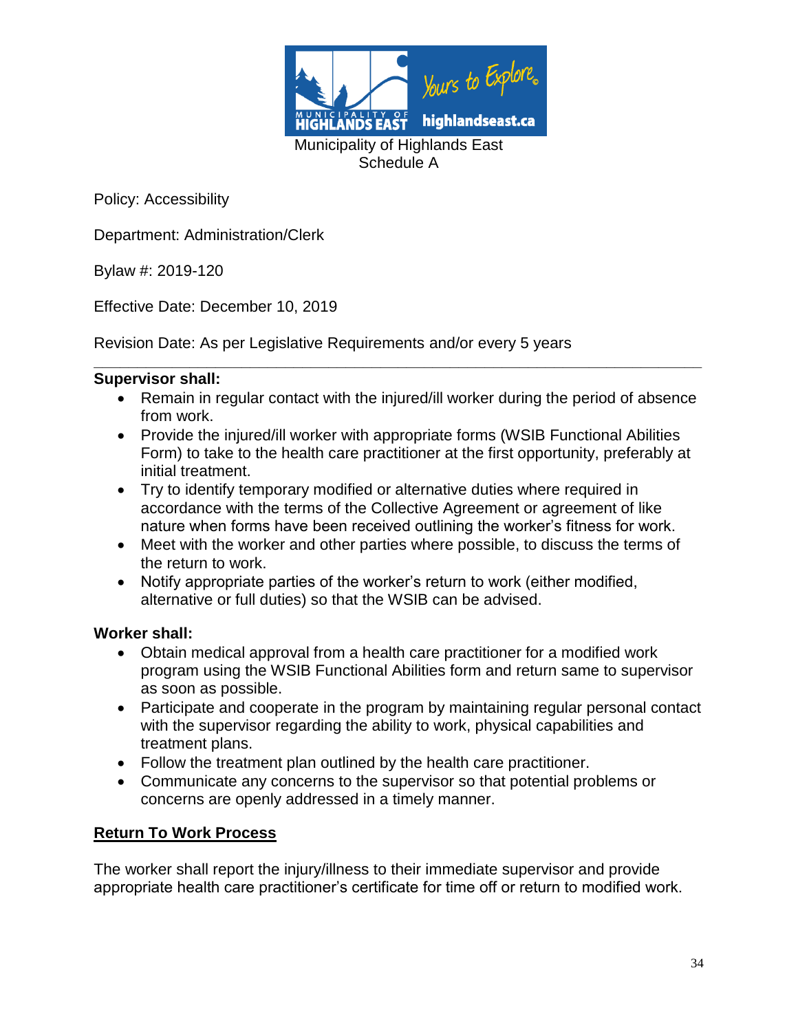Municipality of Highlands East
Schedule A

Policy: Accessibility

Department: Administration/Clerk

Bylaw #: 2019-120

Effective Date: December 10, 2019

Revision Date: As per Legislative Requirements and/or every 5 years

---

**Supervisor shall:**

- Remain in regular contact with the injured/ill worker during the period of absence from work.
- Provide the injured/ill worker with appropriate forms (WSIB Functional Abilities Form) to take to the health care practitioner at the first opportunity, preferably at initial treatment.
- Try to identify temporary modified or alternative duties where required in accordance with the terms of the Collective Agreement or agreement of like nature when forms have been received outlining the worker's fitness for work.
- Meet with the worker and other parties where possible, to discuss the terms of the return to work.
- Notify appropriate parties of the worker's return to work (either modified, alternative or full duties) so that the WSIB can be advised.

**Worker shall:**

- Obtain medical approval from a health care practitioner for a modified work program using the WSIB Functional Abilities form and return same to supervisor as soon as possible.
- Participate and cooperate in the program by maintaining regular personal contact with the supervisor regarding the ability to work, physical capabilities and treatment plans.
- Follow the treatment plan outlined by the health care practitioner.
- Communicate any concerns to the supervisor so that potential problems or concerns are openly addressed in a timely manner.

## **Return To Work Process**

The worker shall report the injury/illness to their immediate supervisor and provide appropriate health care practitioner's certificate for time off or return to modified work.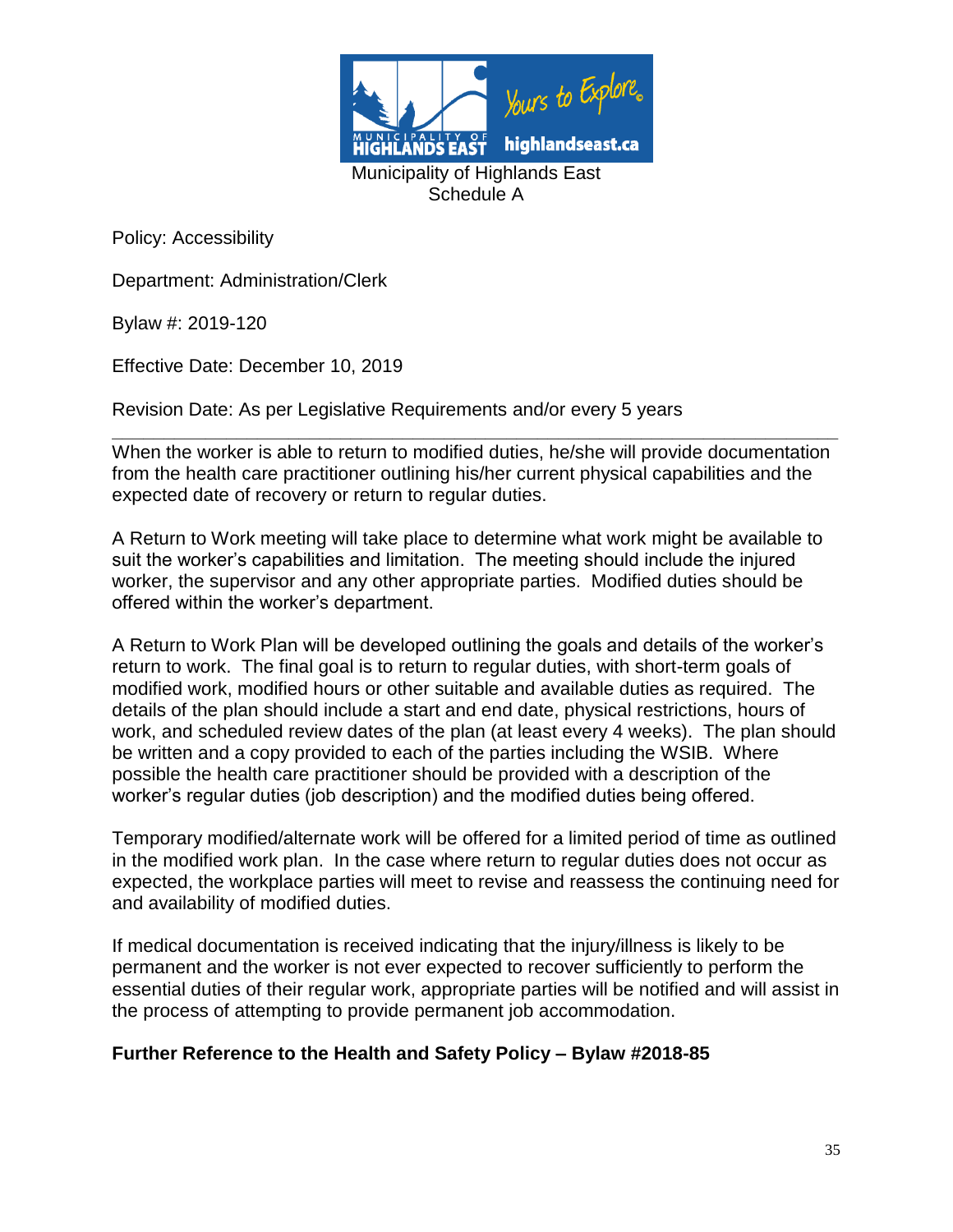Municipality of Highlands East
Schedule A

Policy: Accessibility

Department: Administration/Clerk

Bylaw #: 2019-120

Effective Date: December 10, 2019

Revision Date: As per Legislative Requirements and/or every 5 years

---

When the worker is able to return to modified duties, he/she will provide documentation from the health care practitioner outlining his/her current physical capabilities and the expected date of recovery or return to regular duties.

A Return to Work meeting will take place to determine what work might be available to suit the worker's capabilities and limitation. The meeting should include the injured worker, the supervisor and any other appropriate parties. Modified duties should be offered within the worker's department.

A Return to Work Plan will be developed outlining the goals and details of the worker's return to work. The final goal is to return to regular duties, with short-term goals of modified work, modified hours or other suitable and available duties as required. The details of the plan should include a start and end date, physical restrictions, hours of work, and scheduled review dates of the plan (at least every 4 weeks). The plan should be written and a copy provided to each of the parties including the WSIB. Where possible the health care practitioner should be provided with a description of the worker's regular duties (job description) and the modified duties being offered.

Temporary modified/alternate work will be offered for a limited period of time as outlined in the modified work plan. In the case where return to regular duties does not occur as expected, the workplace parties will meet to revise and reassess the continuing need for and availability of modified duties.

If medical documentation is received indicating that the injury/illness is likely to be permanent and the worker is not ever expected to recover sufficiently to perform the essential duties of their regular work, appropriate parties will be notified and will assist in the process of attempting to provide permanent job accommodation.

**Further Reference to the Health and Safety Policy – Bylaw #2018-85**